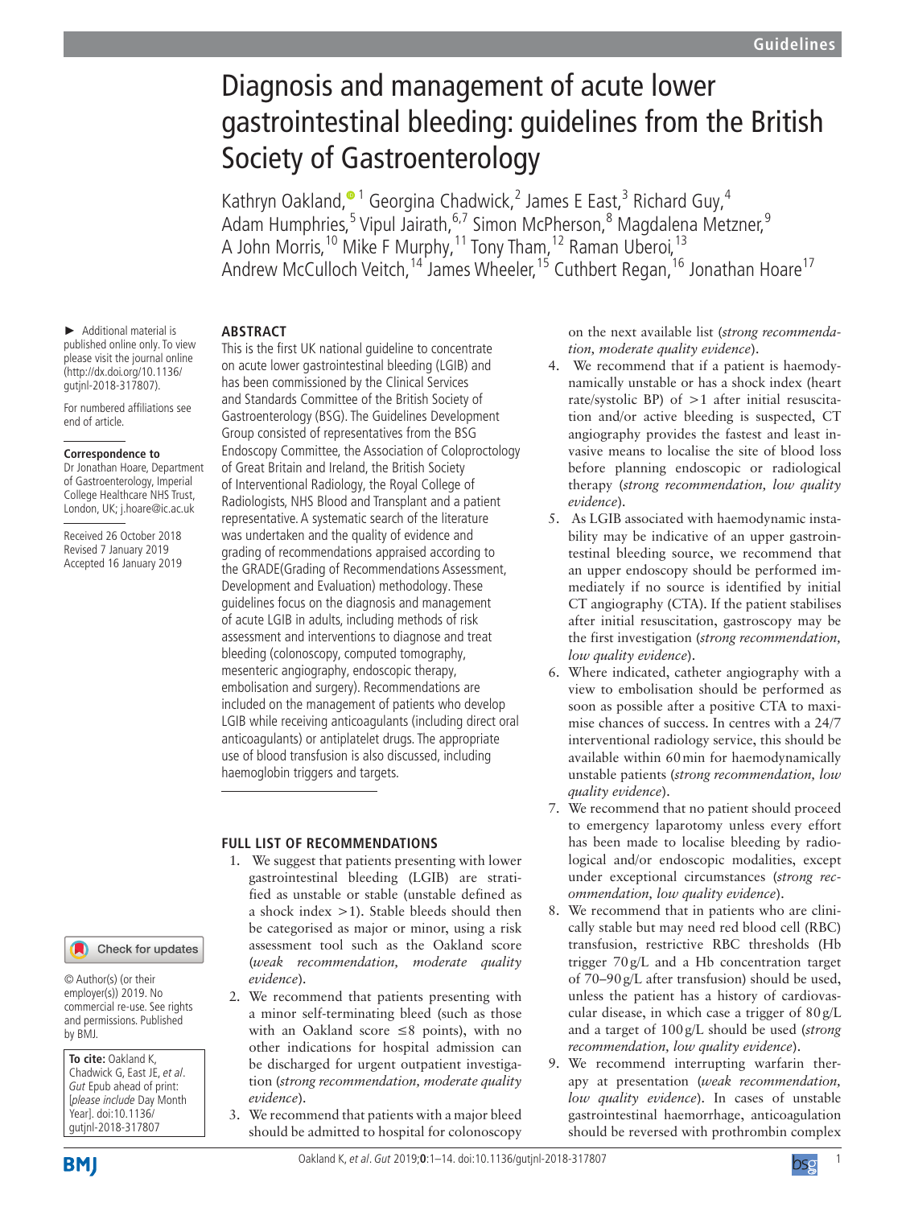# Diagnosis and management of acute lower gastrointestinal bleeding: guidelines from the British Society of Gastroenterology

Kathryn Oakland,[1] Georgina Chadwick,[2] James E East,[3] Richard Guy,[4] Adam Humphries,[5] Vipul Jairath,[6,7] Simon McPherson,[8] Magdalena Metzner,[9] A John Morris,[10] Mike F Murphy,[11] Tony Tham,[12] Raman Uberoi,[13] Andrew McCulloch Veitch,[14] James Wheeler,[15] Cuthbert Regan,[16] Jonathan Hoare[17]

► Additional material is published online only. To view please visit the journal online (http://dx.doi.org/10.1136/gutjnl-2018-317807).

For numbered affiliations see end of article.

**Correspondence to**
Dr Jonathan Hoare, Department of Gastroenterology, Imperial College Healthcare NHS Trust, London, UK; j.hoare@ic.ac.uk

Received 26 October 2018
Revised 7 January 2019
Accepted 16 January 2019

© Author(s) (or their employer(s)) 2019. No commercial re-use. See rights and permissions. Published by BMJ.

**To cite:** Oakland K, Chadwick G, East JE, *et al*. *Gut* Epub ahead of print: [*please include* Day Month Year]. doi:10.1136/gutjnl-2018-317807

## ABSTRACT

This is the first UK national guideline to concentrate on acute lower gastrointestinal bleeding (LGIB) and has been commissioned by the Clinical Services and Standards Committee of the British Society of Gastroenterology (BSG). The Guidelines Development Group consisted of representatives from the BSG Endoscopy Committee, the Association of Coloproctology of Great Britain and Ireland, the British Society of Interventional Radiology, the Royal College of Radiologists, NHS Blood and Transplant and a patient representative. A systematic search of the literature was undertaken and the quality of evidence and grading of recommendations appraised according to the GRADE(Grading of Recommendations Assessment, Development and Evaluation) methodology. These guidelines focus on the diagnosis and management of acute LGIB in adults, including methods of risk assessment and interventions to diagnose and treat bleeding (colonoscopy, computed tomography, mesenteric angiography, endoscopic therapy, embolisation and surgery). Recommendations are included on the management of patients who develop LGIB while receiving anticoagulants (including direct oral anticoagulants) or antiplatelet drugs. The appropriate use of blood transfusion is also discussed, including haemoglobin triggers and targets.

## FULL LIST OF RECOMMENDATIONS

1. We suggest that patients presenting with lower gastrointestinal bleeding (LGIB) are stratified as unstable or stable (unstable defined as a shock index >1). Stable bleeds should then be categorised as major or minor, using a risk assessment tool such as the Oakland score (*weak recommendation, moderate quality evidence*).
2. We recommend that patients presenting with a minor self-terminating bleed (such as those with an Oakland score ≤8 points), with no other indications for hospital admission can be discharged for urgent outpatient investigation (*strong recommendation, moderate quality evidence*).
3. We recommend that patients with a major bleed should be admitted to hospital for colonoscopy on the next available list (*strong recommendation, moderate quality evidence*).
4. We recommend that if a patient is haemodynamically unstable or has a shock index (heart rate/systolic BP) of >1 after initial resuscitation and/or active bleeding is suspected, CT angiography provides the fastest and least invasive means to localise the site of blood loss before planning endoscopic or radiological therapy (*strong recommendation, low quality evidence*).
5. As LGIB associated with haemodynamic instability may be indicative of an upper gastrointestinal bleeding source, we recommend that an upper endoscopy should be performed immediately if no source is identified by initial CT angiography (CTA). If the patient stabilises after initial resuscitation, gastroscopy may be the first investigation (*strong recommendation, low quality evidence*).
6. Where indicated, catheter angiography with a view to embolisation should be performed as soon as possible after a positive CTA to maximise chances of success. In centres with a 24/7 interventional radiology service, this should be available within 60 min for haemodynamically unstable patients (*strong recommendation, low quality evidence*).
7. We recommend that no patient should proceed to emergency laparotomy unless every effort has been made to localise bleeding by radiological and/or endoscopic modalities, except under exceptional circumstances (*strong recommendation, low quality evidence*).
8. We recommend that in patients who are clinically stable but may need red blood cell (RBC) transfusion, restrictive RBC thresholds (Hb trigger 70 g/L and a Hb concentration target of 70–90 g/L after transfusion) should be used, unless the patient has a history of cardiovascular disease, in which case a trigger of 80 g/L and a target of 100 g/L should be used (*strong recommendation, low quality evidence*).
9. We recommend interrupting warfarin therapy at presentation (*weak recommendation, low quality evidence*). In cases of unstable gastrointestinal haemorrhage, anticoagulation should be reversed with prothrombin complex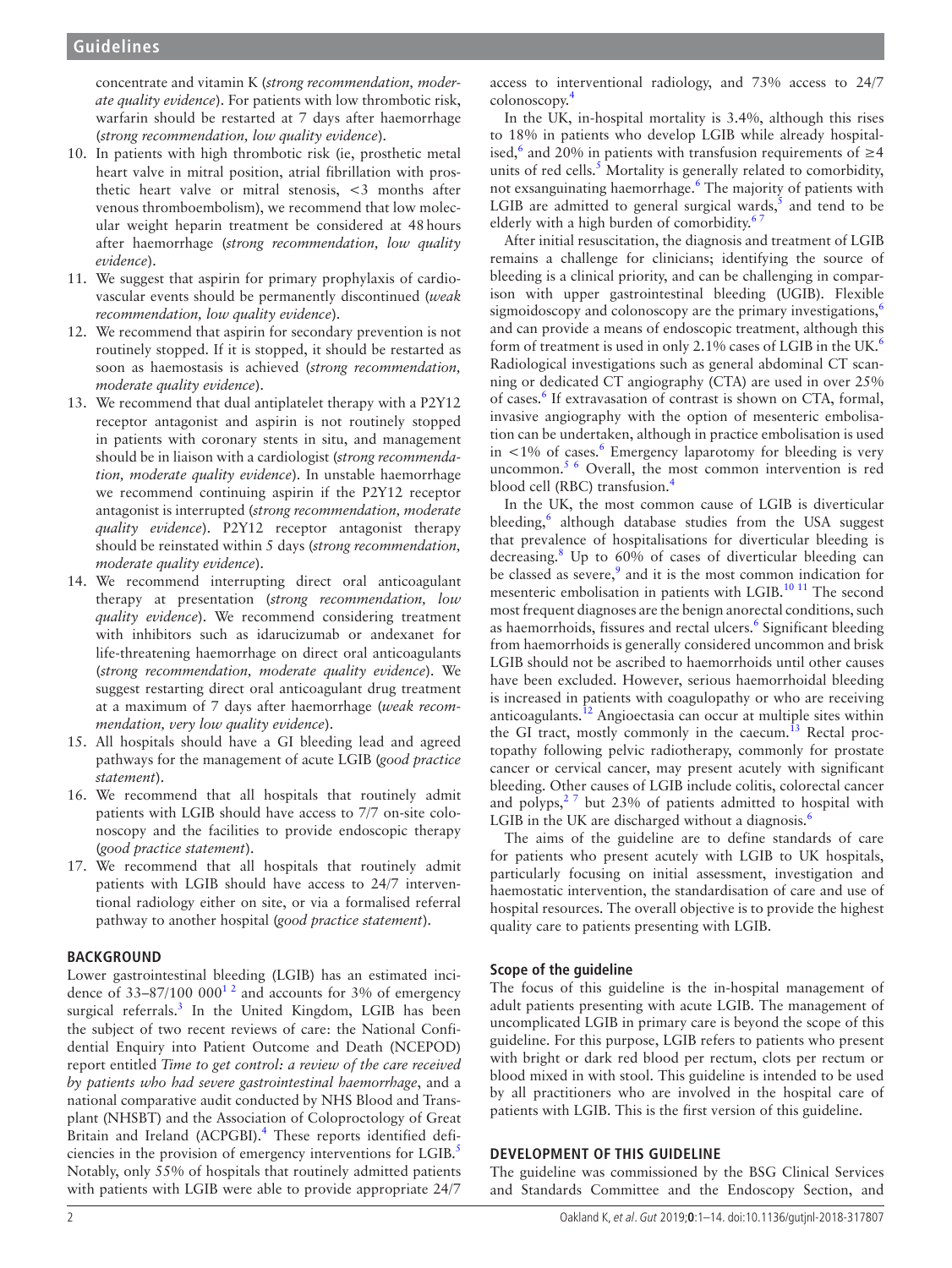concentrate and vitamin K (*strong recommendation, moderate quality evidence*). For patients with low thrombotic risk, warfarin should be restarted at 7 days after haemorrhage (*strong recommendation, low quality evidence*).

10. In patients with high thrombotic risk (ie, prosthetic metal heart valve in mitral position, atrial fibrillation with prosthetic heart valve or mitral stenosis, <3 months after venous thromboembolism), we recommend that low molecular weight heparin treatment be considered at 48 hours after haemorrhage (*strong recommendation, low quality evidence*).
11. We suggest that aspirin for primary prophylaxis of cardiovascular events should be permanently discontinued (*weak recommendation, low quality evidence*).
12. We recommend that aspirin for secondary prevention is not routinely stopped. If it is stopped, it should be restarted as soon as haemostasis is achieved (*strong recommendation, moderate quality evidence*).
13. We recommend that dual antiplatelet therapy with a P2Y12 receptor antagonist and aspirin is not routinely stopped in patients with coronary stents in situ, and management should be in liaison with a cardiologist (*strong recommendation, moderate quality evidence*). In unstable haemorrhage we recommend continuing aspirin if the P2Y12 receptor antagonist is interrupted (*strong recommendation, moderate quality evidence*). P2Y12 receptor antagonist therapy should be reinstated within 5 days (*strong recommendation, moderate quality evidence*).
14. We recommend interrupting direct oral anticoagulant therapy at presentation (*strong recommendation, low quality evidence*). We recommend considering treatment with inhibitors such as idarucizumab or andexanet for life-threatening haemorrhage on direct oral anticoagulants (*strong recommendation, moderate quality evidence*). We suggest restarting direct oral anticoagulant drug treatment at a maximum of 7 days after haemorrhage (*weak recommendation, very low quality evidence*).
15. All hospitals should have a GI bleeding lead and agreed pathways for the management of acute LGIB (*good practice statement*).
16. We recommend that all hospitals that routinely admit patients with LGIB should have access to 7/7 on-site colonoscopy and the facilities to provide endoscopic therapy (*good practice statement*).
17. We recommend that all hospitals that routinely admit patients with LGIB should have access to 24/7 interventional radiology either on site, or via a formalised referral pathway to another hospital (*good practice statement*).

## BACKGROUND

Lower gastrointestinal bleeding (LGIB) has an estimated incidence of 33–87/100 000[1 2] and accounts for 3% of emergency surgical referrals.[3] In the United Kingdom, LGIB has been the subject of two recent reviews of care: the National Confidential Enquiry into Patient Outcome and Death (NCEPOD) report entitled *Time to get control: a review of the care received by patients who had severe gastrointestinal haemorrhage*, and a national comparative audit conducted by NHS Blood and Transplant (NHSBT) and the Association of Coloproctology of Great Britain and Ireland (ACPGBI).[4] These reports identified deficiencies in the provision of emergency interventions for LGIB.[5] Notably, only 55% of hospitals that routinely admitted patients with patients with LGIB were able to provide appropriate 24/7 access to interventional radiology, and 73% access to 24/7 colonoscopy.[4]

In the UK, in-hospital mortality is 3.4%, although this rises to 18% in patients who develop LGIB while already hospitalised,[6] and 20% in patients with transfusion requirements of ≥4 units of red cells.[5] Mortality is generally related to comorbidity, not exsanguinating haemorrhage.[6] The majority of patients with LGIB are admitted to general surgical wards,[5] and tend to be elderly with a high burden of comorbidity.[6 7]

After initial resuscitation, the diagnosis and treatment of LGIB remains a challenge for clinicians; identifying the source of bleeding is a clinical priority, and can be challenging in comparison with upper gastrointestinal bleeding (UGIB). Flexible sigmoidoscopy and colonoscopy are the primary investigations,[6] and can provide a means of endoscopic treatment, although this form of treatment is used in only 2.1% cases of LGIB in the UK.[6] Radiological investigations such as general abdominal CT scanning or dedicated CT angiography (CTA) are used in over 25% of cases.[6] If extravasation of contrast is shown on CTA, formal, invasive angiography with the option of mesenteric embolisation can be undertaken, although in practice embolisation is used in <1% of cases.[6] Emergency laparotomy for bleeding is very uncommon.[5 6] Overall, the most common intervention is red blood cell (RBC) transfusion.[4]

In the UK, the most common cause of LGIB is diverticular bleeding,[6] although database studies from the USA suggest that prevalence of hospitalisations for diverticular bleeding is decreasing.[8] Up to 60% of cases of diverticular bleeding can be classed as severe,[9] and it is the most common indication for mesenteric embolisation in patients with LGIB.[10 11] The second most frequent diagnoses are the benign anorectal conditions, such as haemorrhoids, fissures and rectal ulcers.[6] Significant bleeding from haemorrhoids is generally considered uncommon and brisk LGIB should not be ascribed to haemorrhoids until other causes have been excluded. However, serious haemorrhoidal bleeding is increased in patients with coagulopathy or who are receiving anticoagulants.[12] Angioectasia can occur at multiple sites within the GI tract, mostly commonly in the caecum.[13] Rectal proctopathy following pelvic radiotherapy, commonly for prostate cancer or cervical cancer, may present acutely with significant bleeding. Other causes of LGIB include colitis, colorectal cancer and polyps,[2 7] but 23% of patients admitted to hospital with LGIB in the UK are discharged without a diagnosis.[6]

The aims of the guideline are to define standards of care for patients who present acutely with LGIB to UK hospitals, particularly focusing on initial assessment, investigation and haemostatic intervention, the standardisation of care and use of hospital resources. The overall objective is to provide the highest quality care to patients presenting with LGIB.

### Scope of the guideline

The focus of this guideline is the in-hospital management of adult patients presenting with acute LGIB. The management of uncomplicated LGIB in primary care is beyond the scope of this guideline. For this purpose, LGIB refers to patients who present with bright or dark red blood per rectum, clots per rectum or blood mixed in with stool. This guideline is intended to be used by all practitioners who are involved in the hospital care of patients with LGIB. This is the first version of this guideline.

## DEVELOPMENT OF THIS GUIDELINE

The guideline was commissioned by the BSG Clinical Services and Standards Committee and the Endoscopy Section, and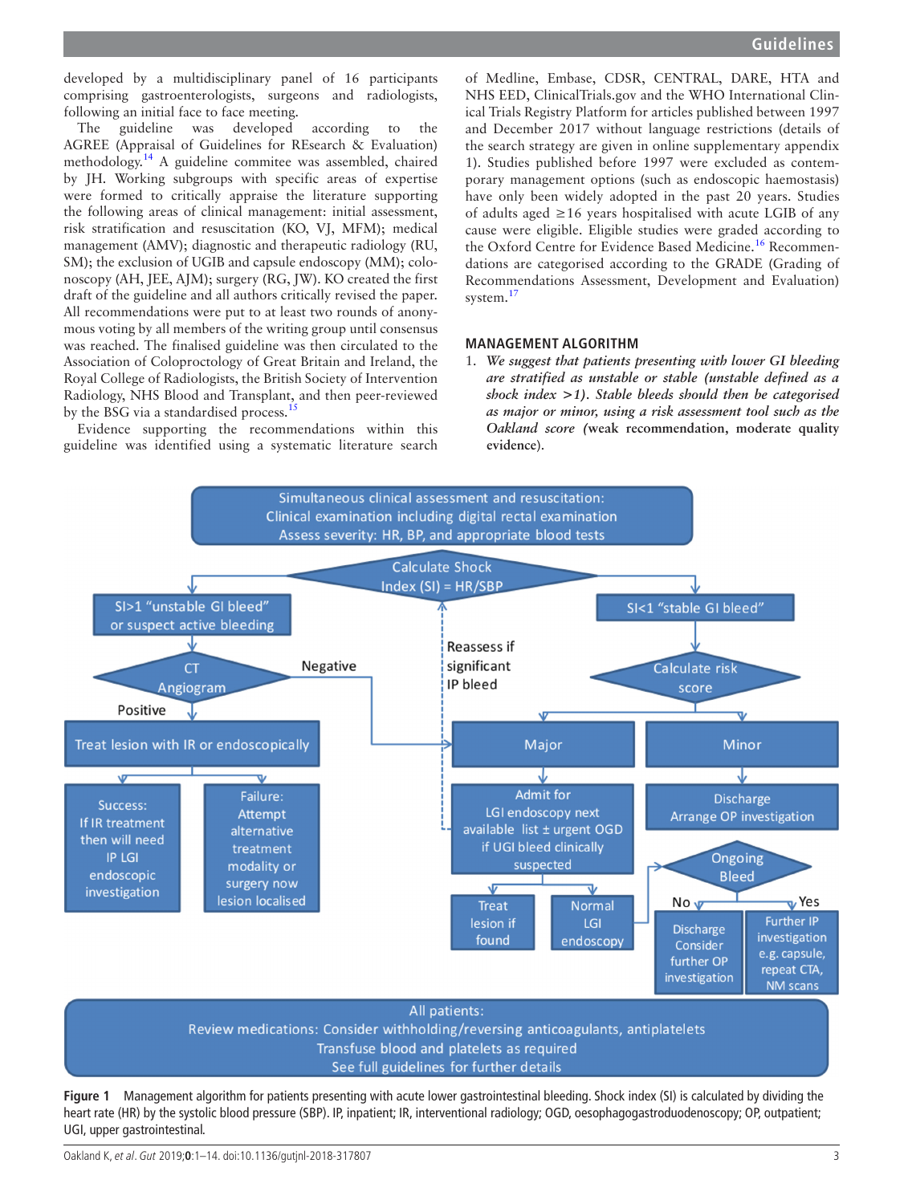developed by a multidisciplinary panel of 16 participants comprising gastroenterologists, surgeons and radiologists, following an initial face to face meeting.

The guideline was developed according to the AGREE (Appraisal of Guidelines for REsearch & Evaluation) methodology.[14] A guideline commitee was assembled, chaired by JH. Working subgroups with specific areas of expertise were formed to critically appraise the literature supporting the following areas of clinical management: initial assessment, risk stratification and resuscitation (KO, VJ, MFM); medical management (AMV); diagnostic and therapeutic radiology (RU, SM); the exclusion of UGIB and capsule endoscopy (MM); colonoscopy (AH, JEE, AJM); surgery (RG, JW). KO created the first draft of the guideline and all authors critically revised the paper. All recommendations were put to at least two rounds of anonymous voting by all members of the writing group until consensus was reached. The finalised guideline was then circulated to the Association of Coloproctology of Great Britain and Ireland, the Royal College of Radiologists, the British Society of Intervention Radiology, NHS Blood and Transplant, and then peer-reviewed by the BSG via a standardised process.[15]

Evidence supporting the recommendations within this guideline was identified using a systematic literature search of Medline, Embase, CDSR, CENTRAL, DARE, HTA and NHS EED, ClinicalTrials.gov and the WHO International Clinical Trials Registry Platform for articles published between 1997 and December 2017 without language restrictions (details of the search strategy are given in online supplementary appendix 1). Studies published before 1997 were excluded as contemporary management options (such as endoscopic haemostasis) have only been widely adopted in the past 20 years. Studies of adults aged ≥16 years hospitalised with acute LGIB of any cause were eligible. Eligible studies were graded according to the Oxford Centre for Evidence Based Medicine.[16] Recommendations are categorised according to the GRADE (Grading of Recommendations Assessment, Development and Evaluation) system.[17]

## MANAGEMENT ALGORITHM

1. *We suggest that patients presenting with lower GI bleeding are stratified as unstable or stable (unstable defined as a shock index >1). Stable bleeds should then be categorised as major or minor, using a risk assessment tool such as the Oakland score* (**weak recommendation, moderate quality evidence**).

- Simultaneous clinical assessment and resuscitation: Clinical examination including digital rectal examination. Assess severity: HR, BP, and appropriate blood tests
- Calculate Shock Index (SI) = HR/SBP
  - SI>1 "unstable GI bleed" or suspect active bleeding → CT Angiogram
    - Positive → Treat lesion with IR or endoscopically
      - Success: If IR treatment then will need IP LGI endoscopic investigation
      - Failure: Attempt alternative treatment modality or surgery now lesion localised
    - Negative → Major
  - SI<1 "stable GI bleed" → Calculate risk score
    - Major → Admit for LGI endoscopy next available list ± urgent OGD if UGI bleed clinically suspected (Reassess if significant IP bleed)
      - Treat lesion if found
      - Normal LGI endoscopy → Ongoing Bleed
    - Minor → Discharge. Arrange OP investigation
    - Ongoing Bleed
      - No → Discharge. Consider further OP investigation
      - Yes → Further IP investigation e.g. capsule, repeat CTA, NM scans
- All patients: Review medications: Consider withholding/reversing anticoagulants, antiplatelets. Transfuse blood and platelets as required. See full guidelines for further details

**Figure 1** Management algorithm for patients presenting with acute lower gastrointestinal bleeding. Shock index (SI) is calculated by dividing the heart rate (HR) by the systolic blood pressure (SBP). IP, inpatient; IR, interventional radiology; OGD, oesophagogastroduodenoscopy; OP, outpatient; UGI, upper gastrointestinal.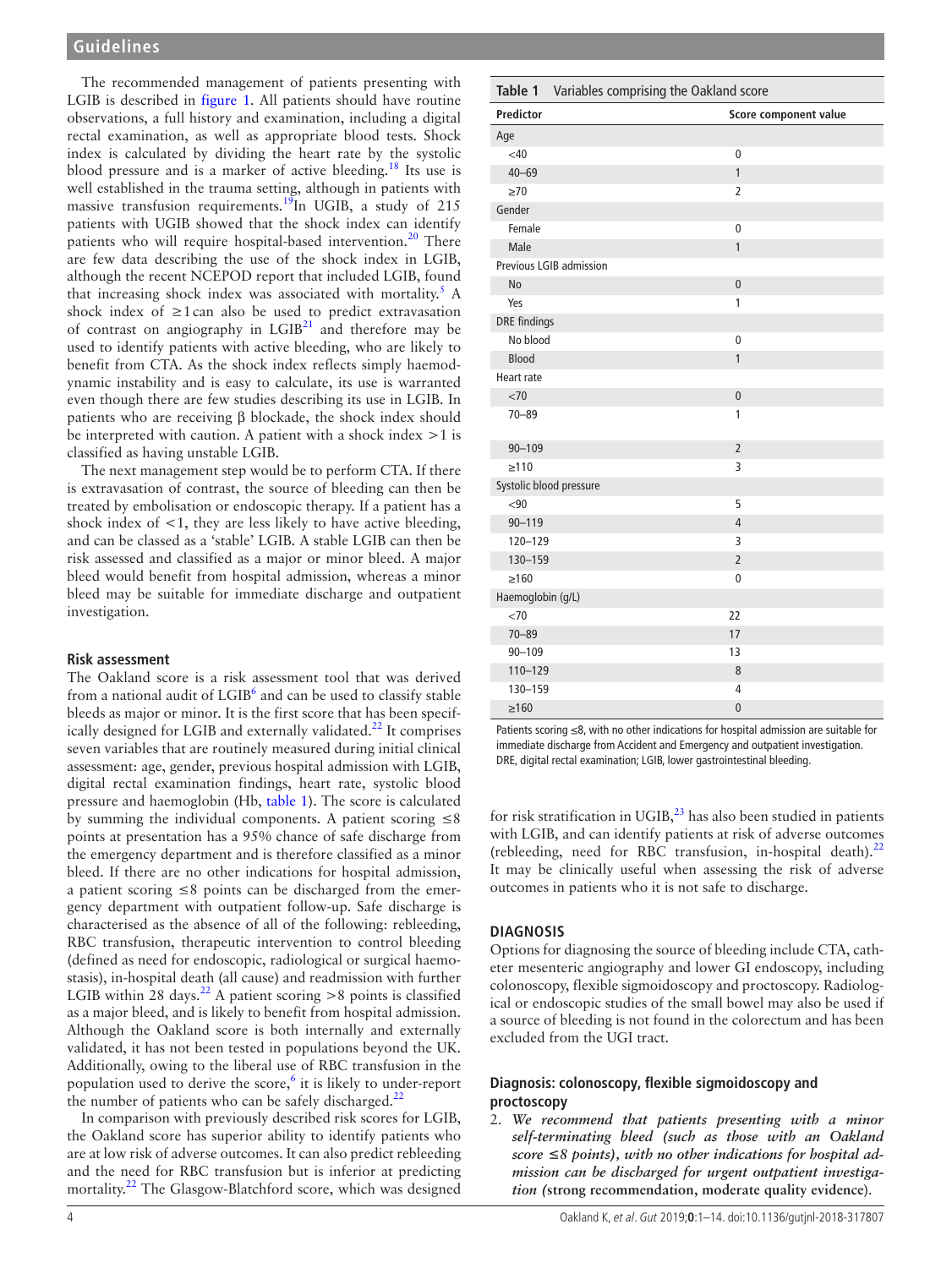The recommended management of patients presenting with LGIB is described in figure 1. All patients should have routine observations, a full history and examination, including a digital rectal examination, as well as appropriate blood tests. Shock index is calculated by dividing the heart rate by the systolic blood pressure and is a marker of active bleeding.[18] Its use is well established in the trauma setting, although in patients with massive transfusion requirements.[19] In UGIB, a study of 215 patients with UGIB showed that the shock index can identify patients who will require hospital-based intervention.[20] There are few data describing the use of the shock index in LGIB, although the recent NCEPOD report that included LGIB, found that increasing shock index was associated with mortality.[5] A shock index of ≥1 can also be used to predict extravasation of contrast on angiography in LGIB[21] and therefore may be used to identify patients with active bleeding, who are likely to benefit from CTA. As the shock index reflects simply haemodynamic instability and is easy to calculate, its use is warranted even though there are few studies describing its use in LGIB. In patients who are receiving β blockade, the shock index should be interpreted with caution. A patient with a shock index >1 is classified as having unstable LGIB.

The next management step would be to perform CTA. If there is extravasation of contrast, the source of bleeding can then be treated by embolisation or endoscopic therapy. If a patient has a shock index of <1, they are less likely to have active bleeding, and can be classed as a 'stable' LGIB. A stable LGIB can then be risk assessed and classified as a major or minor bleed. A major bleed would benefit from hospital admission, whereas a minor bleed may be suitable for immediate discharge and outpatient investigation.

### Risk assessment

The Oakland score is a risk assessment tool that was derived from a national audit of LGIB[6] and can be used to classify stable bleeds as major or minor. It is the first score that has been specifically designed for LGIB and externally validated.[22] It comprises seven variables that are routinely measured during initial clinical assessment: age, gender, previous hospital admission with LGIB, digital rectal examination findings, heart rate, systolic blood pressure and haemoglobin (Hb, table 1). The score is calculated by summing the individual components. A patient scoring ≤8 points at presentation has a 95% chance of safe discharge from the emergency department and is therefore classified as a minor bleed. If there are no other indications for hospital admission, a patient scoring ≤8 points can be discharged from the emergency department with outpatient follow-up. Safe discharge is characterised as the absence of all of the following: rebleeding, RBC transfusion, therapeutic intervention to control bleeding (defined as need for endoscopic, radiological or surgical haemostasis), in-hospital death (all cause) and readmission with further LGIB within 28 days.[22] A patient scoring >8 points is classified as a major bleed, and is likely to benefit from hospital admission. Although the Oakland score is both internally and externally validated, it has not been tested in populations beyond the UK. Additionally, owing to the liberal use of RBC transfusion in the population used to derive the score,[6] it is likely to under-report the number of patients who can be safely discharged.[22]

In comparison with previously described risk scores for LGIB, the Oakland score has superior ability to identify patients who are at low risk of adverse outcomes. It can also predict rebleeding and the need for RBC transfusion but is inferior at predicting mortality.[22] The Glasgow-Blatchford score, which was designed for risk stratification in UGIB,[23] has also been studied in patients with LGIB, and can identify patients at risk of adverse outcomes (rebleeding, need for RBC transfusion, in-hospital death).[22] It may be clinically useful when assessing the risk of adverse outcomes in patients who it is not safe to discharge.

**Table 1** Variables comprising the Oakland score

| Predictor | Score component value |
|---|---|
| **Age** | |
| <40 | 0 |
| 40–69 | 1 |
| ≥70 | 2 |
| **Gender** | |
| Female | 0 |
| Male | 1 |
| **Previous LGIB admission** | |
| No | 0 |
| Yes | 1 |
| **DRE findings** | |
| No blood | 0 |
| Blood | 1 |
| **Heart rate** | |
| <70 | 0 |
| 70–89 | 1 |
| 90–109 | 2 |
| ≥110 | 3 |
| **Systolic blood pressure** | |
| <90 | 5 |
| 90–119 | 4 |
| 120–129 | 3 |
| 130–159 | 2 |
| ≥160 | 0 |
| **Haemoglobin (g/L)** | |
| <70 | 22 |
| 70–89 | 17 |
| 90–109 | 13 |
| 110–129 | 8 |
| 130–159 | 4 |
| ≥160 | 0 |

Patients scoring ≤8, with no other indications for hospital admission are suitable for immediate discharge from Accident and Emergency and outpatient investigation. DRE, digital rectal examination; LGIB, lower gastrointestinal bleeding.

## DIAGNOSIS

Options for diagnosing the source of bleeding include CTA, catheter mesenteric angiography and lower GI endoscopy, including colonoscopy, flexible sigmoidoscopy and proctoscopy. Radiological or endoscopic studies of the small bowel may also be used if a source of bleeding is not found in the colorectum and has been excluded from the UGI tract.

### Diagnosis: colonoscopy, flexible sigmoidoscopy and proctoscopy

2. *We recommend that patients presenting with a minor self-terminating bleed (such as those with an Oakland score ≤8 points), with no other indications for hospital admission can be discharged for urgent outpatient investigation* (**strong recommendation, moderate quality evidence**).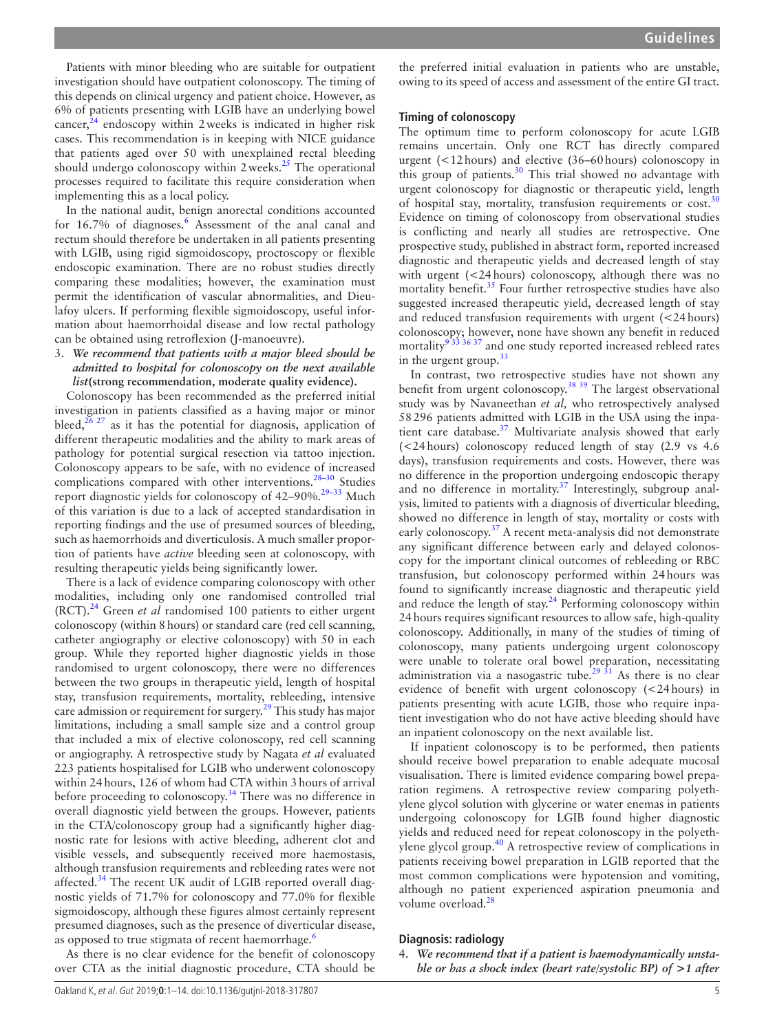Patients with minor bleeding who are suitable for outpatient investigation should have outpatient colonoscopy. The timing of this depends on clinical urgency and patient choice. However, as 6% of patients presenting with LGIB have an underlying bowel cancer,[24] endoscopy within 2 weeks is indicated in higher risk cases. This recommendation is in keeping with NICE guidance that patients aged over 50 with unexplained rectal bleeding should undergo colonoscopy within 2 weeks.[25] The operational processes required to facilitate this require consideration when implementing this as a local policy.

In the national audit, benign anorectal conditions accounted for 16.7% of diagnoses.[6] Assessment of the anal canal and rectum should therefore be undertaken in all patients presenting with LGIB, using rigid sigmoidoscopy, proctoscopy or flexible endoscopic examination. There are no robust studies directly comparing these modalities; however, the examination must permit the identification of vascular abnormalities, and Dieulafoy ulcers. If performing flexible sigmoidoscopy, useful information about haemorrhoidal disease and low rectal pathology can be obtained using retroflexion (J-manoeuvre).

3. ***We recommend that patients with a major bleed should be admitted to hospital for colonoscopy on the next available list*** **(strong recommendation, moderate quality evidence).**

Colonoscopy has been recommended as the preferred initial investigation in patients classified as a having major or minor bleed,[26 27] as it has the potential for diagnosis, application of different therapeutic modalities and the ability to mark areas of pathology for potential surgical resection via tattoo injection. Colonoscopy appears to be safe, with no evidence of increased complications compared with other interventions.[28–30] Studies report diagnostic yields for colonoscopy of 42–90%.[29–33] Much of this variation is due to a lack of accepted standardisation in reporting findings and the use of presumed sources of bleeding, such as haemorrhoids and diverticulosis. A much smaller proportion of patients have *active* bleeding seen at colonoscopy, with resulting therapeutic yields being significantly lower.

There is a lack of evidence comparing colonoscopy with other modalities, including only one randomised controlled trial (RCT).[24] Green *et al* randomised 100 patients to either urgent colonoscopy (within 8 hours) or standard care (red cell scanning, catheter angiography or elective colonoscopy) with 50 in each group. While they reported higher diagnostic yields in those randomised to urgent colonoscopy, there were no differences between the two groups in therapeutic yield, length of hospital stay, transfusion requirements, mortality, rebleeding, intensive care admission or requirement for surgery.[29] This study has major limitations, including a small sample size and a control group that included a mix of elective colonoscopy, red cell scanning or angiography. A retrospective study by Nagata *et al* evaluated 223 patients hospitalised for LGIB who underwent colonoscopy within 24 hours, 126 of whom had CTA within 3 hours of arrival before proceeding to colonoscopy.[34] There was no difference in overall diagnostic yield between the groups. However, patients in the CTA/colonoscopy group had a significantly higher diagnostic rate for lesions with active bleeding, adherent clot and visible vessels, and subsequently received more haemostasis, although transfusion requirements and rebleeding rates were not affected.[34] The recent UK audit of LGIB reported overall diagnostic yields of 71.7% for colonoscopy and 77.0% for flexible sigmoidoscopy, although these figures almost certainly represent presumed diagnoses, such as the presence of diverticular disease, as opposed to true stigmata of recent haemorrhage.[6]

As there is no clear evidence for the benefit of colonoscopy over CTA as the initial diagnostic procedure, CTA should be the preferred initial evaluation in patients who are unstable, owing to its speed of access and assessment of the entire GI tract.

### Timing of colonoscopy

The optimum time to perform colonoscopy for acute LGIB remains uncertain. Only one RCT has directly compared urgent (<12 hours) and elective (36–60 hours) colonoscopy in this group of patients.[30] This trial showed no advantage with urgent colonoscopy for diagnostic or therapeutic yield, length of hospital stay, mortality, transfusion requirements or cost.[30] Evidence on timing of colonoscopy from observational studies is conflicting and nearly all studies are retrospective. One prospective study, published in abstract form, reported increased diagnostic and therapeutic yields and decreased length of stay with urgent (<24 hours) colonoscopy, although there was no mortality benefit.[35] Four further retrospective studies have also suggested increased therapeutic yield, decreased length of stay and reduced transfusion requirements with urgent (<24 hours) colonoscopy; however, none have shown any benefit in reduced mortality[9 33 36 37] and one study reported increased rebleed rates in the urgent group.[33]

In contrast, two retrospective studies have not shown any benefit from urgent colonoscopy.[38 39] The largest observational study was by Navaneethan *et al,* who retrospectively analysed 58 296 patients admitted with LGIB in the USA using the inpatient care database.[37] Multivariate analysis showed that early (<24 hours) colonoscopy reduced length of stay (2.9 vs 4.6 days), transfusion requirements and costs. However, there was no difference in the proportion undergoing endoscopic therapy and no difference in mortality.[37] Interestingly, subgroup analysis, limited to patients with a diagnosis of diverticular bleeding, showed no difference in length of stay, mortality or costs with early colonoscopy.[37] A recent meta-analysis did not demonstrate any significant difference between early and delayed colonoscopy for the important clinical outcomes of rebleeding or RBC transfusion, but colonoscopy performed within 24 hours was found to significantly increase diagnostic and therapeutic yield and reduce the length of stay.[24] Performing colonoscopy within 24 hours requires significant resources to allow safe, high-quality colonoscopy. Additionally, in many of the studies of timing of colonoscopy, many patients undergoing urgent colonoscopy were unable to tolerate oral bowel preparation, necessitating administration via a nasogastric tube.[29 31] As there is no clear evidence of benefit with urgent colonoscopy (<24 hours) in patients presenting with acute LGIB, those who require inpatient investigation who do not have active bleeding should have an inpatient colonoscopy on the next available list.

If inpatient colonoscopy is to be performed, then patients should receive bowel preparation to enable adequate mucosal visualisation. There is limited evidence comparing bowel preparation regimens. A retrospective review comparing polyethylene glycol solution with glycerine or water enemas in patients undergoing colonoscopy for LGIB found higher diagnostic yields and reduced need for repeat colonoscopy in the polyethylene glycol group.[40] A retrospective review of complications in patients receiving bowel preparation in LGIB reported that the most common complications were hypotension and vomiting, although no patient experienced aspiration pneumonia and volume overload.[28]

### Diagnosis: radiology

4. ***We recommend that if a patient is haemodynamically unstable or has a shock index (heart rate/systolic BP) of >1 after***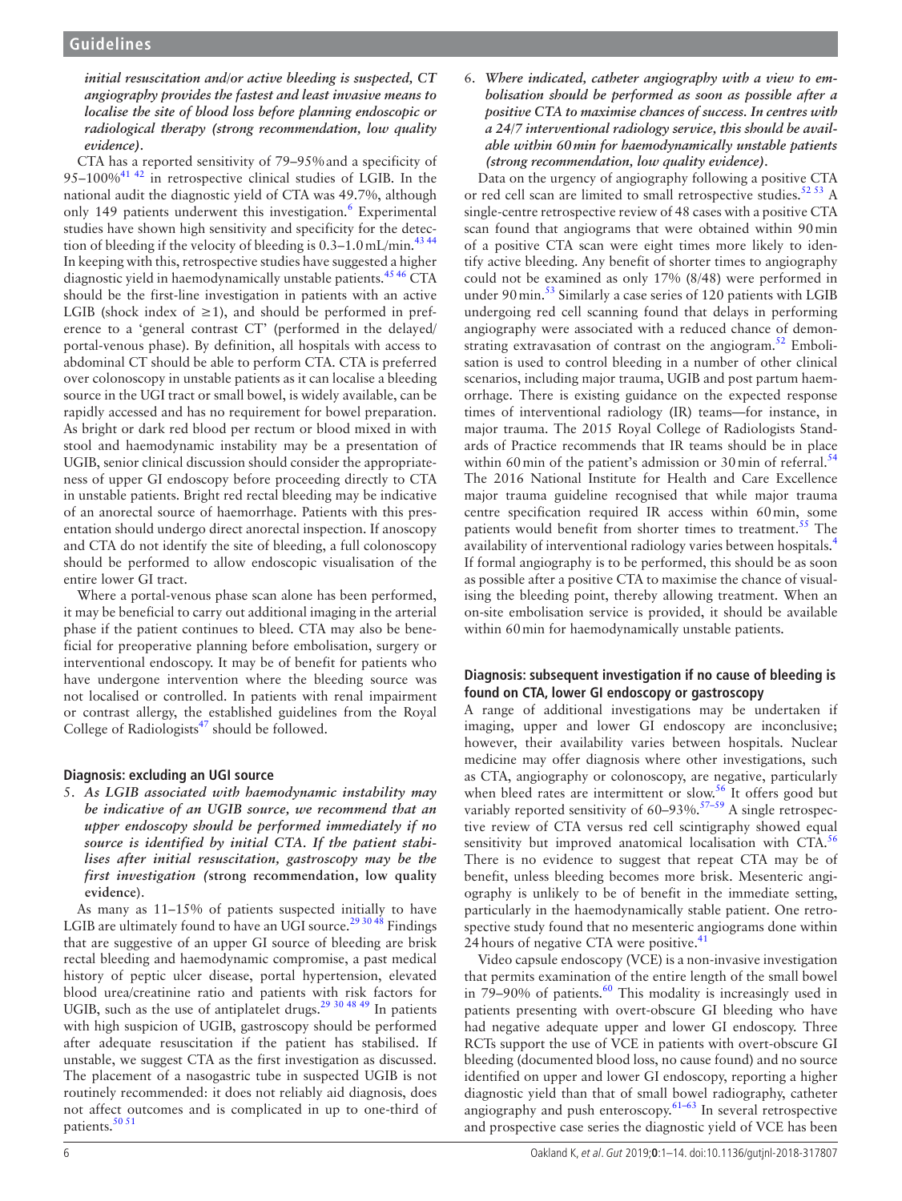***initial resuscitation and/or active bleeding is suspected, CT angiography provides the fastest and least invasive means to localise the site of blood loss before planning endoscopic or radiological therapy (strong recommendation, low quality evidence).***

CTA has a reported sensitivity of 79–95% and a specificity of 95–100%[41 42] in retrospective clinical studies of LGIB. In the national audit the diagnostic yield of CTA was 49.7%, although only 149 patients underwent this investigation.[6] Experimental studies have shown high sensitivity and specificity for the detection of bleeding if the velocity of bleeding is 0.3–1.0 mL/min.[43 44] In keeping with this, retrospective studies have suggested a higher diagnostic yield in haemodynamically unstable patients.[45 46] CTA should be the first-line investigation in patients with an active LGIB (shock index of ≥1), and should be performed in preference to a 'general contrast CT' (performed in the delayed/portal-venous phase). By definition, all hospitals with access to abdominal CT should be able to perform CTA. CTA is preferred over colonoscopy in unstable patients as it can localise a bleeding source in the UGI tract or small bowel, is widely available, can be rapidly accessed and has no requirement for bowel preparation. As bright or dark red blood per rectum or blood mixed in with stool and haemodynamic instability may be a presentation of UGIB, senior clinical discussion should consider the appropriateness of upper GI endoscopy before proceeding directly to CTA in unstable patients. Bright red rectal bleeding may be indicative of an anorectal source of haemorrhage. Patients with this presentation should undergo direct anorectal inspection. If anoscopy and CTA do not identify the site of bleeding, a full colonoscopy should be performed to allow endoscopic visualisation of the entire lower GI tract.

Where a portal-venous phase scan alone has been performed, it may be beneficial to carry out additional imaging in the arterial phase if the patient continues to bleed. CTA may also be beneficial for preoperative planning before embolisation, surgery or interventional endoscopy. It may be of benefit for patients who have undergone intervention where the bleeding source was not localised or controlled. In patients with renal impairment or contrast allergy, the established guidelines from the Royal College of Radiologists[47] should be followed.

## Diagnosis: excluding an UGI source

5. ***As LGIB associated with haemodynamic instability may be indicative of an UGIB source, we recommend that an upper endoscopy should be performed immediately if no source is identified by initial CTA. If the patient stabilises after initial resuscitation, gastroscopy may be the first investigation (*strong recommendation, low quality evidence*).***

As many as 11–15% of patients suspected initially to have LGIB are ultimately found to have an UGI source.[29 30 48] Findings that are suggestive of an upper GI source of bleeding are brisk rectal bleeding and haemodynamic compromise, a past medical history of peptic ulcer disease, portal hypertension, elevated blood urea/creatinine ratio and patients with risk factors for UGIB, such as the use of antiplatelet drugs.[29 30 48 49] In patients with high suspicion of UGIB, gastroscopy should be performed after adequate resuscitation if the patient has stabilised. If unstable, we suggest CTA as the first investigation as discussed. The placement of a nasogastric tube in suspected UGIB is not routinely recommended: it does not reliably aid diagnosis, does not affect outcomes and is complicated in up to one-third of patients.[50 51]

6. ***Where indicated, catheter angiography with a view to embolisation should be performed as soon as possible after a positive CTA to maximise chances of success. In centres with a 24/7 interventional radiology service, this should be available within 60 min for haemodynamically unstable patients (strong recommendation, low quality evidence).***

Data on the urgency of angiography following a positive CTA or red cell scan are limited to small retrospective studies.[52 53] A single-centre retrospective review of 48 cases with a positive CTA scan found that angiograms that were obtained within 90 min of a positive CTA scan were eight times more likely to identify active bleeding. Any benefit of shorter times to angiography could not be examined as only 17% (8/48) were performed in under 90 min.[53] Similarly a case series of 120 patients with LGIB undergoing red cell scanning found that delays in performing angiography were associated with a reduced chance of demonstrating extravasation of contrast on the angiogram.[52] Embolisation is used to control bleeding in a number of other clinical scenarios, including major trauma, UGIB and post partum haemorrhage. There is existing guidance on the expected response times of interventional radiology (IR) teams—for instance, in major trauma. The 2015 Royal College of Radiologists Standards of Practice recommends that IR teams should be in place within 60 min of the patient's admission or 30 min of referral.[54] The 2016 National Institute for Health and Care Excellence major trauma guideline recognised that while major trauma centre specification required IR access within 60 min, some patients would benefit from shorter times to treatment.[55] The availability of interventional radiology varies between hospitals.[4] If formal angiography is to be performed, this should be as soon as possible after a positive CTA to maximise the chance of visualising the bleeding point, thereby allowing treatment. When an on-site embolisation service is provided, it should be available within 60 min for haemodynamically unstable patients.

## Diagnosis: subsequent investigation if no cause of bleeding is found on CTA, lower GI endoscopy or gastroscopy

A range of additional investigations may be undertaken if imaging, upper and lower GI endoscopy are inconclusive; however, their availability varies between hospitals. Nuclear medicine may offer diagnosis where other investigations, such as CTA, angiography or colonoscopy, are negative, particularly when bleed rates are intermittent or slow.[56] It offers good but variably reported sensitivity of 60–93%.[57–59] A single retrospective review of CTA versus red cell scintigraphy showed equal sensitivity but improved anatomical localisation with CTA.[56] There is no evidence to suggest that repeat CTA may be of benefit, unless bleeding becomes more brisk. Mesenteric angiography is unlikely to be of benefit in the immediate setting, particularly in the haemodynamically stable patient. One retrospective study found that no mesenteric angiograms done within 24 hours of negative CTA were positive.[41]

Video capsule endoscopy (VCE) is a non-invasive investigation that permits examination of the entire length of the small bowel in 79–90% of patients.[60] This modality is increasingly used in patients presenting with overt-obscure GI bleeding who have had negative adequate upper and lower GI endoscopy. Three RCTs support the use of VCE in patients with overt-obscure GI bleeding (documented blood loss, no cause found) and no source identified on upper and lower GI endoscopy, reporting a higher diagnostic yield than that of small bowel radiography, catheter angiography and push enteroscopy.[61–63] In several retrospective and prospective case series the diagnostic yield of VCE has been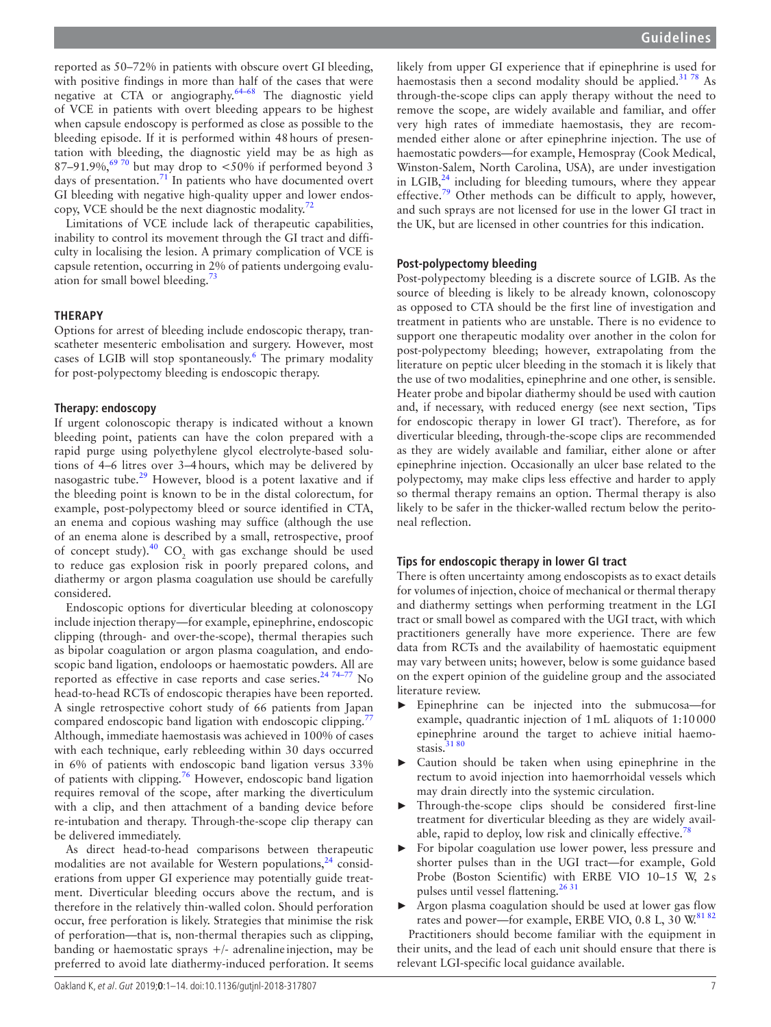reported as 50–72% in patients with obscure overt GI bleeding, with positive findings in more than half of the cases that were negative at CTA or angiography.[64–68] The diagnostic yield of VCE in patients with overt bleeding appears to be highest when capsule endoscopy is performed as close as possible to the bleeding episode. If it is performed within 48 hours of presentation with bleeding, the diagnostic yield may be as high as 87–91.9%,[69 70] but may drop to <50% if performed beyond 3 days of presentation.[71] In patients who have documented overt GI bleeding with negative high-quality upper and lower endoscopy, VCE should be the next diagnostic modality.[72]

Limitations of VCE include lack of therapeutic capabilities, inability to control its movement through the GI tract and difficulty in localising the lesion. A primary complication of VCE is capsule retention, occurring in 2% of patients undergoing evaluation for small bowel bleeding.[73]

## THERAPY

Options for arrest of bleeding include endoscopic therapy, transcatheter mesenteric embolisation and surgery. However, most cases of LGIB will stop spontaneously.[6] The primary modality for post-polypectomy bleeding is endoscopic therapy.

### Therapy: endoscopy

If urgent colonoscopic therapy is indicated without a known bleeding point, patients can have the colon prepared with a rapid purge using polyethylene glycol electrolyte-based solutions of 4–6 litres over 3–4 hours, which may be delivered by nasogastric tube.[29] However, blood is a potent laxative and if the bleeding point is known to be in the distal colorectum, for example, post-polypectomy bleed or source identified in CTA, an enema and copious washing may suffice (although the use of an enema alone is described by a small, retrospective, proof of concept study).[40] $CO_2$ with gas exchange should be used to reduce gas explosion risk in poorly prepared colons, and diathermy or argon plasma coagulation use should be carefully considered.

Endoscopic options for diverticular bleeding at colonoscopy include injection therapy—for example, epinephrine, endoscopic clipping (through- and over-the-scope), thermal therapies such as bipolar coagulation or argon plasma coagulation, and endoscopic band ligation, endoloops or haemostatic powders. All are reported as effective in case reports and case series.[24 74–77] No head-to-head RCTs of endoscopic therapies have been reported. A single retrospective cohort study of 66 patients from Japan compared endoscopic band ligation with endoscopic clipping.[77] Although, immediate haemostasis was achieved in 100% of cases with each technique, early rebleeding within 30 days occurred in 6% of patients with endoscopic band ligation versus 33% of patients with clipping.[76] However, endoscopic band ligation requires removal of the scope, after marking the diverticulum with a clip, and then attachment of a banding device before re-intubation and therapy. Through-the-scope clip therapy can be delivered immediately.

As direct head-to-head comparisons between therapeutic modalities are not available for Western populations,[24] considerations from upper GI experience may potentially guide treatment. Diverticular bleeding occurs above the rectum, and is therefore in the relatively thin-walled colon. Should perforation occur, free perforation is likely. Strategies that minimise the risk of perforation—that is, non-thermal therapies such as clipping, banding or haemostatic sprays +/- adrenaline injection, may be preferred to avoid late diathermy-induced perforation. It seems likely from upper GI experience that if epinephrine is used for haemostasis then a second modality should be applied.[31 78] As through-the-scope clips can apply therapy without the need to remove the scope, are widely available and familiar, and offer very high rates of immediate haemostasis, they are recommended either alone or after epinephrine injection. The use of haemostatic powders—for example, Hemospray (Cook Medical, Winston-Salem, North Carolina, USA), are under investigation in LGIB,[24] including for bleeding tumours, where they appear effective.[79] Other methods can be difficult to apply, however, and such sprays are not licensed for use in the lower GI tract in the UK, but are licensed in other countries for this indication.

### Post-polypectomy bleeding

Post-polypectomy bleeding is a discrete source of LGIB. As the source of bleeding is likely to be already known, colonoscopy as opposed to CTA should be the first line of investigation and treatment in patients who are unstable. There is no evidence to support one therapeutic modality over another in the colon for post-polypectomy bleeding; however, extrapolating from the literature on peptic ulcer bleeding in the stomach it is likely that the use of two modalities, epinephrine and one other, is sensible. Heater probe and bipolar diathermy should be used with caution and, if necessary, with reduced energy (see next section, 'Tips for endoscopic therapy in lower GI tract'). Therefore, as for diverticular bleeding, through-the-scope clips are recommended as they are widely available and familiar, either alone or after epinephrine injection. Occasionally an ulcer base related to the polypectomy, may make clips less effective and harder to apply so thermal therapy remains an option. Thermal therapy is also likely to be safer in the thicker-walled rectum below the peritoneal reflection.

### Tips for endoscopic therapy in lower GI tract

There is often uncertainty among endoscopists as to exact details for volumes of injection, choice of mechanical or thermal therapy and diathermy settings when performing treatment in the LGI tract or small bowel as compared with the UGI tract, with which practitioners generally have more experience. There are few data from RCTs and the availability of haemostatic equipment may vary between units; however, below is some guidance based on the expert opinion of the guideline group and the associated literature review.

- Epinephrine can be injected into the submucosa—for example, quadrantic injection of 1 mL aliquots of 1:10 000 epinephrine around the target to achieve initial haemostasis.[31 80]
- Caution should be taken when using epinephrine in the rectum to avoid injection into haemorrhoidal vessels which may drain directly into the systemic circulation.
- Through-the-scope clips should be considered first-line treatment for diverticular bleeding as they are widely available, rapid to deploy, low risk and clinically effective.[78]
- For bipolar coagulation use lower power, less pressure and shorter pulses than in the UGI tract—for example, Gold Probe (Boston Scientific) with ERBE VIO 10–15 W, 2 s pulses until vessel flattening.[26 31]
- Argon plasma coagulation should be used at lower gas flow rates and power—for example, ERBE VIO, 0.8 L, 30 W.[81 82]

Practitioners should become familiar with the equipment in their units, and the lead of each unit should ensure that there is relevant LGI-specific local guidance available.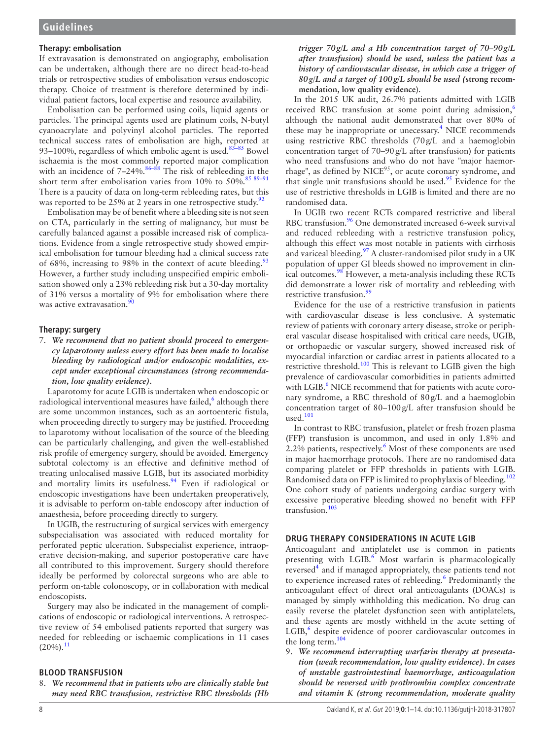### Therapy: embolisation

If extravasation is demonstrated on angiography, embolisation can be undertaken, although there are no direct head-to-head trials or retrospective studies of embolisation versus endoscopic therapy. Choice of treatment is therefore determined by individual patient factors, local expertise and resource availability.

Embolisation can be performed using coils, liquid agents or particles. The principal agents used are platinum coils, N-butyl cyanoacrylate and polyvinyl alcohol particles. The reported technical success rates of embolisation are high, reported at 93–100%, regardless of which embolic agent is used.[83–85] Bowel ischaemia is the most commonly reported major complication with an incidence of 7–24%.[86–88] The risk of rebleeding in the short term after embolisation varies from 10% to 50%.[85 89–91] There is a paucity of data on long-term rebleeding rates, but this was reported to be 25% at 2 years in one retrospective study.[92]

Embolisation may be of benefit where a bleeding site is not seen on CTA, particularly in the setting of malignancy, but must be carefully balanced against a possible increased risk of complications. Evidence from a single retrospective study showed empirical embolisation for tumour bleeding had a clinical success rate of 68%, increasing to 98% in the context of acute bleeding.[93] However, a further study including unspecified empiric embolisation showed only a 23% rebleeding risk but a 30-day mortality of 31% versus a mortality of 9% for embolisation where there was active extravasation.[90]

### Therapy: surgery

7. ***We recommend that no patient should proceed to emergency laparotomy unless every effort has been made to localise bleeding by radiological and/or endoscopic modalities, except under exceptional circumstances (strong recommendation, low quality evidence).***

Laparotomy for acute LGIB is undertaken when endoscopic or radiological interventional measures have failed,[6] although there are some uncommon instances, such as an aortoenteric fistula, when proceeding directly to surgery may be justified. Proceeding to laparotomy without localisation of the source of the bleeding can be particularly challenging, and given the well-established risk profile of emergency surgery, should be avoided. Emergency subtotal colectomy is an effective and definitive method of treating unlocalised massive LGIB, but its associated morbidity and mortality limits its usefulness.[94] Even if radiological or endoscopic investigations have been undertaken preoperatively, it is advisable to perform on-table endoscopy after induction of anaesthesia, before proceeding directly to surgery.

In UGIB, the restructuring of surgical services with emergency subspecialisation was associated with reduced mortality for perforated peptic ulceration. Subspecialist experience, intraoperative decision-making, and superior postoperative care have all contributed to this improvement. Surgery should therefore ideally be performed by colorectal surgeons who are able to perform on-table colonoscopy, or in collaboration with medical endoscopists.

Surgery may also be indicated in the management of complications of endoscopic or radiological interventions. A retrospective review of 54 embolised patients reported that surgery was needed for rebleeding or ischaemic complications in 11 cases (20%).[11]

## BLOOD TRANSFUSION

8. ***We recommend that in patients who are clinically stable but may need RBC transfusion, restrictive RBC thresholds (Hb trigger 70 g/L and a Hb concentration target of 70–90 g/L after transfusion) should be used, unless the patient has a history of cardiovascular disease, in which case a trigger of 80 g/L and a target of 100 g/L should be used (strong recommendation, low quality evidence).***

In the 2015 UK audit, 26.7% patients admitted with LGIB received RBC transfusion at some point during admission,[6] although the national audit demonstrated that over 80% of these may be inappropriate or unecessary.[4] NICE recommends using restrictive RBC thresholds (70 g/L and a haemoglobin concentration target of 70–90 g/L after transfusion) for patients who need transfusions and who do not have "major haemorrhage", as defined by NICE[95], or acute coronary syndrome, and that single unit transfusions should be used.[95] Evidence for the use of restrictive thresholds in LGIB is limited and there are no randomised data.

In UGIB two recent RCTs compared restrictive and liberal RBC transfusion.[96] One demonstrated increased 6-week survival and reduced rebleeding with a restrictive transfusion policy, although this effect was most notable in patients with cirrhosis and variceal bleeding.[97] A cluster-randomised pilot study in a UK population of upper GI bleeds showed no improvement in clinical outcomes.[98] However, a meta-analysis including these RCTs did demonstrate a lower risk of mortality and rebleeding with restrictive transfusion.[99]

Evidence for the use of a restrictive transfusion in patients with cardiovascular disease is less conclusive. A systematic review of patients with coronary artery disease, stroke or peripheral vascular disease hospitalised with critical care needs, UGIB, or orthopaedic or vascular surgery, showed increased risk of myocardial infarction or cardiac arrest in patients allocated to a restrictive threshold.[100] This is relevant to LGIB given the high prevalence of cardiovascular comorbidities in patients admitted with LGIB.[6] NICE recommend that for patients with acute coronary syndrome, a RBC threshold of 80 g/L and a haemoglobin concentration target of 80–100 g/L after transfusion should be used.[101]

In contrast to RBC transfusion, platelet or fresh frozen plasma (FFP) transfusion is uncommon, and used in only 1.8% and 2.2% patients, respectively.[6] Most of these components are used in major haemorrhage protocols. There are no randomised data comparing platelet or FFP thresholds in patients with LGIB. Randomised data on FFP is limited to prophylaxis of bleeding.[102] One cohort study of patients undergoing cardiac surgery with excessive perioperative bleeding showed no benefit with FFP transfusion.[103]

## DRUG THERAPY CONSIDERATIONS IN ACUTE LGIB

Anticoagulant and antiplatelet use is common in patients presenting with LGIB.[6] Most warfarin is pharmacologically reversed[4] and if managed appropriately, these patients tend not to experience increased rates of rebleeding.[6] Predominantly the anticoagulant effect of direct oral anticoagulants (DOACs) is managed by simply withholding this medication. No drug can easily reverse the platelet dysfunction seen with antiplatelets, and these agents are mostly withheld in the acute setting of LGIB,[6] despite evidence of poorer cardiovascular outcomes in the long term.[104]

9. ***We recommend interrupting warfarin therapy at presentation (weak recommendation, low quality evidence). In cases of unstable gastrointestinal haemorrhage, anticoagulation should be reversed with prothrombin complex concentrate and vitamin K (strong recommendation, moderate quality***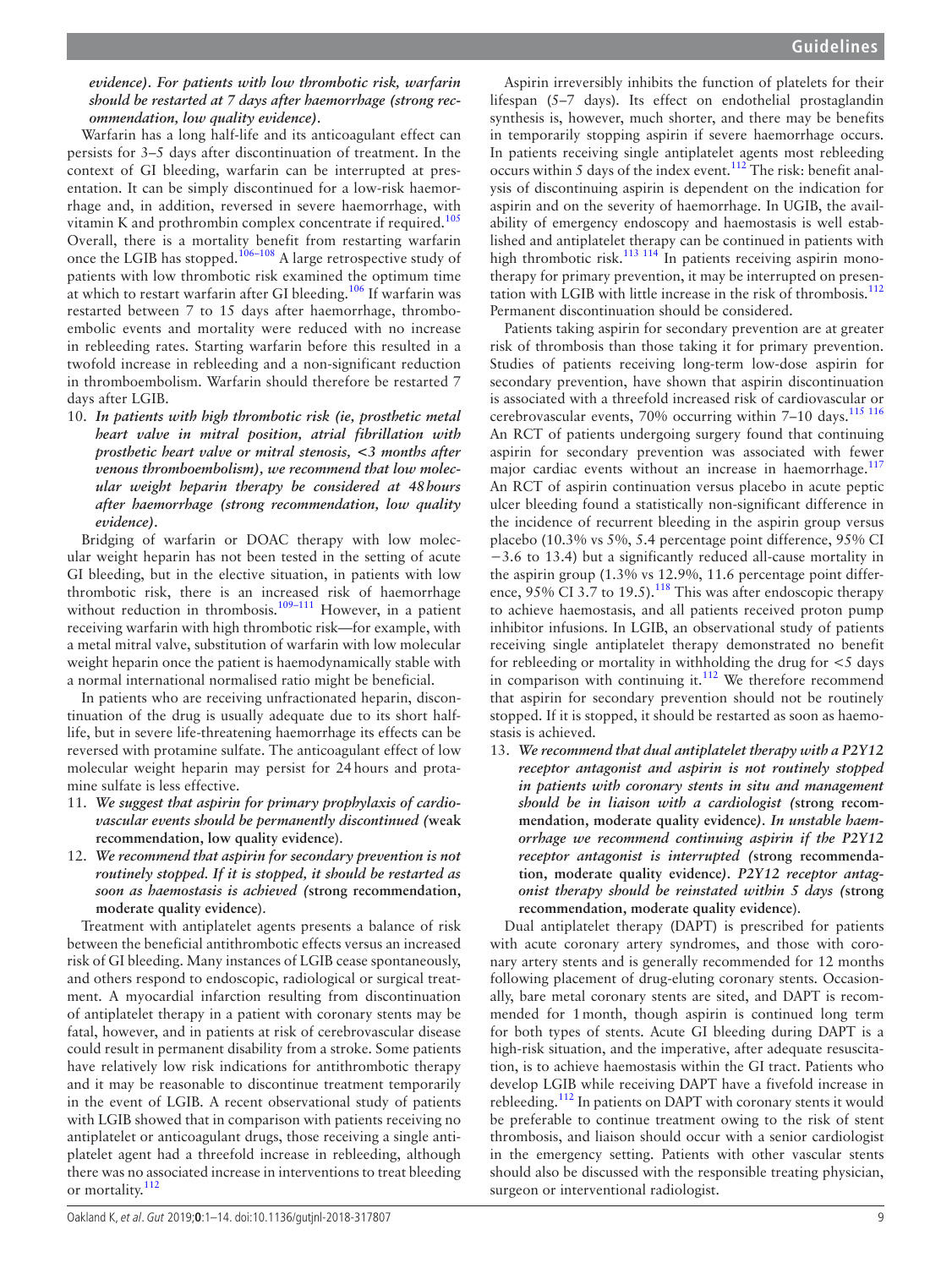*evidence). For patients with low thrombotic risk, warfarin should be restarted at 7 days after haemorrhage (strong recommendation, low quality evidence).*

Warfarin has a long half-life and its anticoagulant effect can persists for 3–5 days after discontinuation of treatment. In the context of GI bleeding, warfarin can be interrupted at presentation. It can be simply discontinued for a low-risk haemorrhage and, in addition, reversed in severe haemorrhage, with vitamin K and prothrombin complex concentrate if required.[105] Overall, there is a mortality benefit from restarting warfarin once the LGIB has stopped.[106–108] A large retrospective study of patients with low thrombotic risk examined the optimum time at which to restart warfarin after GI bleeding.[106] If warfarin was restarted between 7 to 15 days after haemorrhage, thromboembolic events and mortality were reduced with no increase in rebleeding rates. Starting warfarin before this resulted in a twofold increase in rebleeding and a non-significant reduction in thromboembolism. Warfarin should therefore be restarted 7 days after LGIB.

10. ***In patients with high thrombotic risk (ie, prosthetic metal heart valve in mitral position, atrial fibrillation with prosthetic heart valve or mitral stenosis, <3 months after venous thromboembolism), we recommend that low molecular weight heparin therapy be considered at 48 hours after haemorrhage (strong recommendation, low quality evidence).***

Bridging of warfarin or DOAC therapy with low molecular weight heparin has not been tested in the setting of acute GI bleeding, but in the elective situation, in patients with low thrombotic risk, there is an increased risk of haemorrhage without reduction in thrombosis.[109–111] However, in a patient receiving warfarin with high thrombotic risk—for example, with a metal mitral valve, substitution of warfarin with low molecular weight heparin once the patient is haemodynamically stable with a normal international normalised ratio might be beneficial.

In patients who are receiving unfractionated heparin, discontinuation of the drug is usually adequate due to its short half-life, but in severe life-threatening haemorrhage its effects can be reversed with protamine sulfate. The anticoagulant effect of low molecular weight heparin may persist for 24 hours and protamine sulfate is less effective.

11. ***We suggest that aspirin for primary prophylaxis of cardiovascular events should be permanently discontinued (*****weak recommendation, low quality evidence*****).***
12. ***We recommend that aspirin for secondary prevention is not routinely stopped. If it is stopped, it should be restarted as soon as haemostasis is achieved (*****strong recommendation, moderate quality evidence*****).***

Treatment with antiplatelet agents presents a balance of risk between the beneficial antithrombotic effects versus an increased risk of GI bleeding. Many instances of LGIB cease spontaneously, and others respond to endoscopic, radiological or surgical treatment. A myocardial infarction resulting from discontinuation of antiplatelet therapy in a patient with coronary stents may be fatal, however, and in patients at risk of cerebrovascular disease could result in permanent disability from a stroke. Some patients have relatively low risk indications for antithrombotic therapy and it may be reasonable to discontinue treatment temporarily in the event of LGIB. A recent observational study of patients with LGIB showed that in comparison with patients receiving no antiplatelet or anticoagulant drugs, those receiving a single antiplatelet agent had a threefold increase in rebleeding, although there was no associated increase in interventions to treat bleeding or mortality.[112]

Aspirin irreversibly inhibits the function of platelets for their lifespan (5–7 days). Its effect on endothelial prostaglandin synthesis is, however, much shorter, and there may be benefits in temporarily stopping aspirin if severe haemorrhage occurs. In patients receiving single antiplatelet agents most rebleeding occurs within 5 days of the index event.[112] The risk: benefit analysis of discontinuing aspirin is dependent on the indication for aspirin and on the severity of haemorrhage. In UGIB, the availability of emergency endoscopy and haemostasis is well established and antiplatelet therapy can be continued in patients with high thrombotic risk.[113 114] In patients receiving aspirin monotherapy for primary prevention, it may be interrupted on presentation with LGIB with little increase in the risk of thrombosis.[112] Permanent discontinuation should be considered.

Patients taking aspirin for secondary prevention are at greater risk of thrombosis than those taking it for primary prevention. Studies of patients receiving long-term low-dose aspirin for secondary prevention, have shown that aspirin discontinuation is associated with a threefold increased risk of cardiovascular or cerebrovascular events, 70% occurring within 7–10 days.[115 116] An RCT of patients undergoing surgery found that continuing aspirin for secondary prevention was associated with fewer major cardiac events without an increase in haemorrhage.[117] An RCT of aspirin continuation versus placebo in acute peptic ulcer bleeding found a statistically non-significant difference in the incidence of recurrent bleeding in the aspirin group versus placebo (10.3% vs 5%, 5.4 percentage point difference, 95% CI −3.6 to 13.4) but a significantly reduced all-cause mortality in the aspirin group (1.3% vs 12.9%, 11.6 percentage point difference, 95% CI 3.7 to 19.5).[118] This was after endoscopic therapy to achieve haemostasis, and all patients received proton pump inhibitor infusions. In LGIB, an observational study of patients receiving single antiplatelet therapy demonstrated no benefit for rebleeding or mortality in withholding the drug for <5 days in comparison with continuing it.[112] We therefore recommend that aspirin for secondary prevention should not be routinely stopped. If it is stopped, it should be restarted as soon as haemostasis is achieved.

13. ***We recommend that dual antiplatelet therapy with a P2Y12 receptor antagonist and aspirin is not routinely stopped in patients with coronary stents in situ and management should be in liaison with a cardiologist (*****strong recommendation, moderate quality evidence*****). In unstable haemorrhage we recommend continuing aspirin if the P2Y12 receptor antagonist is interrupted (*****strong recommendation, moderate quality evidence*****). P2Y12 receptor antagonist therapy should be reinstated within 5 days (*****strong recommendation, moderate quality evidence*****).***

Dual antiplatelet therapy (DAPT) is prescribed for patients with acute coronary artery syndromes, and those with coronary stents and is generally recommended for 12 months following placement of drug-eluting coronary stents. Occasionally, bare metal coronary stents are sited, and DAPT is recommended for 1 month, though aspirin is continued long term for both types of stents. Acute GI bleeding during DAPT is a high-risk situation, and the imperative, after adequate resuscitation, is to achieve haemostasis within the GI tract. Patients who develop LGIB while receiving DAPT have a fivefold increase in rebleeding.[112] In patients on DAPT with coronary stents it would be preferable to continue treatment owing to the risk of stent thrombosis, and liaison should occur with a senior cardiologist in the emergency setting. Patients with other vascular stents should also be discussed with the responsible treating physician, surgeon or interventional radiologist.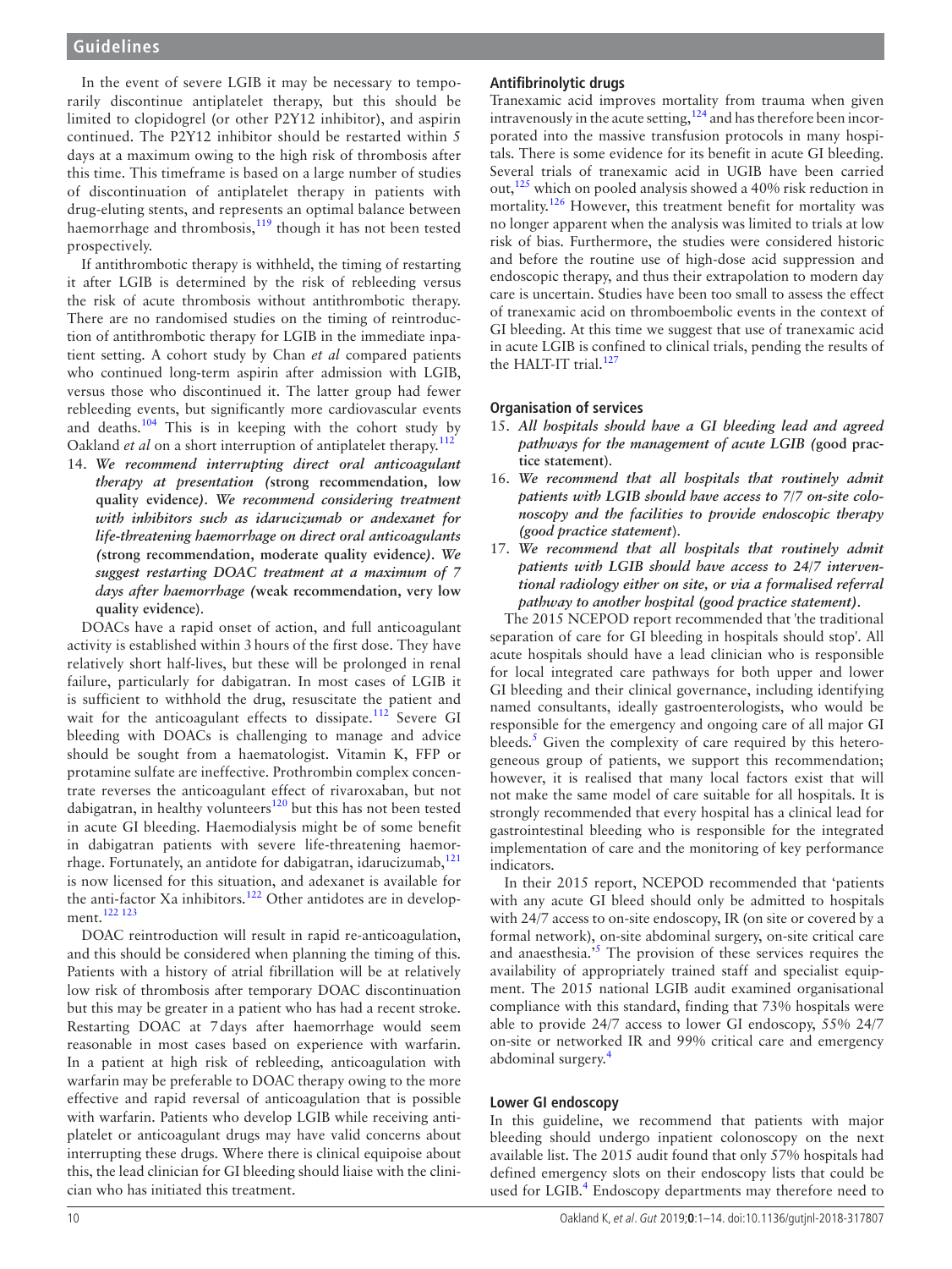In the event of severe LGIB it may be necessary to temporarily discontinue antiplatelet therapy, but this should be limited to clopidogrel (or other P2Y12 inhibitor), and aspirin continued. The P2Y12 inhibitor should be restarted within 5 days at a maximum owing to the high risk of thrombosis after this time. This timeframe is based on a large number of studies of discontinuation of antiplatelet therapy in patients with drug-eluting stents, and represents an optimal balance between haemorrhage and thrombosis,[119] though it has not been tested prospectively.

If antithrombotic therapy is withheld, the timing of restarting it after LGIB is determined by the risk of rebleeding versus the risk of acute thrombosis without antithrombotic therapy. There are no randomised studies on the timing of reintroduction of antithrombotic therapy for LGIB in the immediate inpatient setting. A cohort study by Chan *et al* compared patients who continued long-term aspirin after admission with LGIB, versus those who discontinued it. The latter group had fewer rebleeding events, but significantly more cardiovascular events and deaths.[104] This is in keeping with the cohort study by Oakland *et al* on a short interruption of antiplatelet therapy.[112]

14. ***We recommend interrupting direct oral anticoagulant therapy at presentation (*strong recommendation, low quality evidence*). We recommend considering treatment with inhibitors such as idarucizumab or andexanet for life-threatening haemorrhage on direct oral anticoagulants (*strong recommendation, moderate quality evidence*). We suggest restarting DOAC treatment at a maximum of 7 days after haemorrhage (*weak recommendation, very low quality evidence*).***

DOACs have a rapid onset of action, and full anticoagulant activity is established within 3 hours of the first dose. They have relatively short half-lives, but these will be prolonged in renal failure, particularly for dabigatran. In most cases of LGIB it is sufficient to withhold the drug, resuscitate the patient and wait for the anticoagulant effects to dissipate.[112] Severe GI bleeding with DOACs is challenging to manage and advice should be sought from a haematologist. Vitamin K, FFP or protamine sulfate are ineffective. Prothrombin complex concentrate reverses the anticoagulant effect of rivaroxaban, but not dabigatran, in healthy volunteers[120] but this has not been tested in acute GI bleeding. Haemodialysis might be of some benefit in dabigatran patients with severe life-threatening haemorrhage. Fortunately, an antidote for dabigatran, idarucizumab,[121] is now licensed for this situation, and adexanet is available for the anti-factor Xa inhibitors.[122] Other antidotes are in development.[122 123]

DOAC reintroduction will result in rapid re-anticoagulation, and this should be considered when planning the timing of this. Patients with a history of atrial fibrillation will be at relatively low risk of thrombosis after temporary DOAC discontinuation but this may be greater in a patient who has had a recent stroke. Restarting DOAC at 7 days after haemorrhage would seem reasonable in most cases based on experience with warfarin. In a patient at high risk of rebleeding, anticoagulation with warfarin may be preferable to DOAC therapy owing to the more effective and rapid reversal of anticoagulation that is possible with warfarin. Patients who develop LGIB while receiving antiplatelet or anticoagulant drugs may have valid concerns about interrupting these drugs. Where there is clinical equipoise about this, the lead clinician for GI bleeding should liaise with the clinician who has initiated this treatment.

### Antifibrinolytic drugs

Tranexamic acid improves mortality from trauma when given intravenously in the acute setting,[124] and has therefore been incorporated into the massive transfusion protocols in many hospitals. There is some evidence for its benefit in acute GI bleeding. Several trials of tranexamic acid in UGIB have been carried out,[125] which on pooled analysis showed a 40% risk reduction in mortality.[126] However, this treatment benefit for mortality was no longer apparent when the analysis was limited to trials at low risk of bias. Furthermore, the studies were considered historic and before the routine use of high-dose acid suppression and endoscopic therapy, and thus their extrapolation to modern day care is uncertain. Studies have been too small to assess the effect of tranexamic acid on thromboembolic events in the context of GI bleeding. At this time we suggest that use of tranexamic acid in acute LGIB is confined to clinical trials, pending the results of the HALT-IT trial.[127]

### Organisation of services

15. ***All hospitals should have a GI bleeding lead and agreed pathways for the management of acute LGIB (*good practice statement*).***
16. ***We recommend that all hospitals that routinely admit patients with LGIB should have access to 7/7 on-site colonoscopy and the facilities to provide endoscopic therapy (good practice statement*).**
17. ***We recommend that all hospitals that routinely admit patients with LGIB should have access to 24/7 interventional radiology either on site, or via a formalised referral pathway to another hospital (good practice statement).***

The 2015 NCEPOD report recommended that 'the traditional separation of care for GI bleeding in hospitals should stop'. All acute hospitals should have a lead clinician who is responsible for local integrated care pathways for both upper and lower GI bleeding and their clinical governance, including identifying named consultants, ideally gastroenterologists, who would be responsible for the emergency and ongoing care of all major GI bleeds.[5] Given the complexity of care required by this heterogeneous group of patients, we support this recommendation; however, it is realised that many local factors exist that will not make the same model of care suitable for all hospitals. It is strongly recommended that every hospital has a clinical lead for gastrointestinal bleeding who is responsible for the integrated implementation of care and the monitoring of key performance indicators.

In their 2015 report, NCEPOD recommended that 'patients with any acute GI bleed should only be admitted to hospitals with 24/7 access to on-site endoscopy, IR (on site or covered by a formal network), on-site abdominal surgery, on-site critical care and anaesthesia.'[5] The provision of these services requires the availability of appropriately trained staff and specialist equipment. The 2015 national LGIB audit examined organisational compliance with this standard, finding that 73% hospitals were able to provide 24/7 access to lower GI endoscopy, 55% 24/7 on-site or networked IR and 99% critical care and emergency abdominal surgery.[4]

### Lower GI endoscopy

In this guideline, we recommend that patients with major bleeding should undergo inpatient colonoscopy on the next available list. The 2015 audit found that only 57% hospitals had defined emergency slots on their endoscopy lists that could be used for LGIB.[4] Endoscopy departments may therefore need to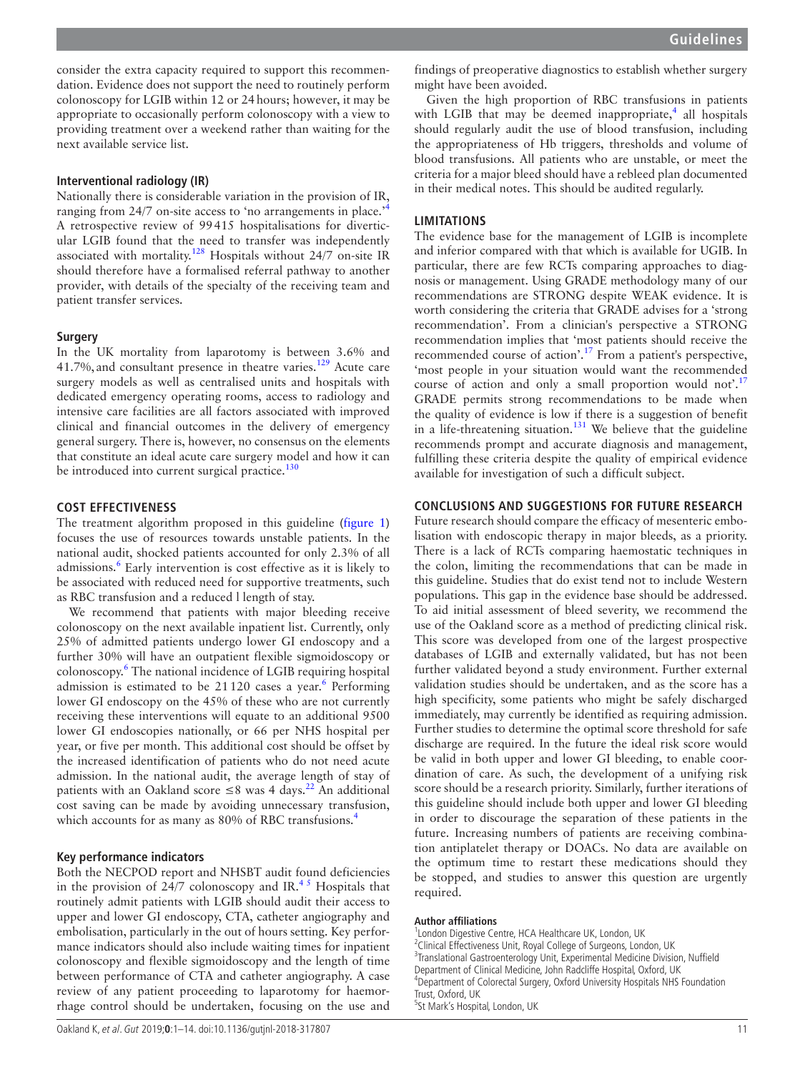consider the extra capacity required to support this recommendation. Evidence does not support the need to routinely perform colonoscopy for LGIB within 12 or 24 hours; however, it may be appropriate to occasionally perform colonoscopy with a view to providing treatment over a weekend rather than waiting for the next available service list.

### Interventional radiology (IR)

Nationally there is considerable variation in the provision of IR, ranging from 24/7 on-site access to 'no arrangements in place.'[4] A retrospective review of 99 415 hospitalisations for diverticular LGIB found that the need to transfer was independently associated with mortality.[128] Hospitals without 24/7 on-site IR should therefore have a formalised referral pathway to another provider, with details of the specialty of the receiving team and patient transfer services.

### Surgery

In the UK mortality from laparotomy is between 3.6% and 41.7%, and consultant presence in theatre varies.[129] Acute care surgery models as well as centralised units and hospitals with dedicated emergency operating rooms, access to radiology and intensive care facilities are all factors associated with improved clinical and financial outcomes in the delivery of emergency general surgery. There is, however, no consensus on the elements that constitute an ideal acute care surgery model and how it can be introduced into current surgical practice.[130]

## COST EFFECTIVENESS

The treatment algorithm proposed in this guideline (figure 1) focuses the use of resources towards unstable patients. In the national audit, shocked patients accounted for only 2.3% of all admissions.[6] Early intervention is cost effective as it is likely to be associated with reduced need for supportive treatments, such as RBC transfusion and a reduced l length of stay.

We recommend that patients with major bleeding receive colonoscopy on the next available inpatient list. Currently, only 25% of admitted patients undergo lower GI endoscopy and a further 30% will have an outpatient flexible sigmoidoscopy or colonoscopy.[6] The national incidence of LGIB requiring hospital admission is estimated to be 21 120 cases a year.[6] Performing lower GI endoscopy on the 45% of these who are not currently receiving these interventions will equate to an additional 9500 lower GI endoscopies nationally, or 66 per NHS hospital per year, or five per month. This additional cost should be offset by the increased identification of patients who do not need acute admission. In the national audit, the average length of stay of patients with an Oakland score ≤8 was 4 days.[22] An additional cost saving can be made by avoiding unnecessary transfusion, which accounts for as many as 80% of RBC transfusions.[4]

### Key performance indicators

Both the NECPOD report and NHSBT audit found deficiencies in the provision of 24/7 colonoscopy and IR.[4 5] Hospitals that routinely admit patients with LGIB should audit their access to upper and lower GI endoscopy, CTA, catheter angiography and embolisation, particularly in the out of hours setting. Key performance indicators should also include waiting times for inpatient colonoscopy and flexible sigmoidoscopy and the length of time between performance of CTA and catheter angiography. A case review of any patient proceeding to laparotomy for haemorrhage control should be undertaken, focusing on the use and findings of preoperative diagnostics to establish whether surgery might have been avoided.

Given the high proportion of RBC transfusions in patients with LGIB that may be deemed inappropriate,[4] all hospitals should regularly audit the use of blood transfusion, including the appropriateness of Hb triggers, thresholds and volume of blood transfusions. All patients who are unstable, or meet the criteria for a major bleed should have a rebleed plan documented in their medical notes. This should be audited regularly.

## LIMITATIONS

The evidence base for the management of LGIB is incomplete and inferior compared with that which is available for UGIB. In particular, there are few RCTs comparing approaches to diagnosis or management. Using GRADE methodology many of our recommendations are STRONG despite WEAK evidence. It is worth considering the criteria that GRADE advises for a 'strong recommendation'. From a clinician's perspective a STRONG recommendation implies that 'most patients should receive the recommended course of action'.[17] From a patient's perspective, 'most people in your situation would want the recommended course of action and only a small proportion would not'.[17] GRADE permits strong recommendations to be made when the quality of evidence is low if there is a suggestion of benefit in a life-threatening situation.[131] We believe that the guideline recommends prompt and accurate diagnosis and management, fulfilling these criteria despite the quality of empirical evidence available for investigation of such a difficult subject.

## CONCLUSIONS AND SUGGESTIONS FOR FUTURE RESEARCH

Future research should compare the efficacy of mesenteric embolisation with endoscopic therapy in major bleeds, as a priority. There is a lack of RCTs comparing haemostatic techniques in the colon, limiting the recommendations that can be made in this guideline. Studies that do exist tend not to include Western populations. This gap in the evidence base should be addressed. To aid initial assessment of bleed severity, we recommend the use of the Oakland score as a method of predicting clinical risk. This score was developed from one of the largest prospective databases of LGIB and externally validated, but has not been further validated beyond a study environment. Further external validation studies should be undertaken, and as the score has a high specificity, some patients who might be safely discharged immediately, may currently be identified as requiring admission. Further studies to determine the optimal score threshold for safe discharge are required. In the future the ideal risk score would be valid in both upper and lower GI bleeding, to enable coordination of care. As such, the development of a unifying risk score should be a research priority. Similarly, further iterations of this guideline should include both upper and lower GI bleeding in order to discourage the separation of these patients in the future. Increasing numbers of patients are receiving combination antiplatelet therapy or DOACs. No data are available on the optimum time to restart these medications should they be stopped, and studies to answer this question are urgently required.

**Author affiliations**

[1]London Digestive Centre, HCA Healthcare UK, London, UK
[2]Clinical Effectiveness Unit, Royal College of Surgeons, London, UK
[3]Translational Gastroenterology Unit, Experimental Medicine Division, Nuffield Department of Clinical Medicine, John Radcliffe Hospital, Oxford, UK
[4]Department of Colorectal Surgery, Oxford University Hospitals NHS Foundation Trust, Oxford, UK
[5]St Mark's Hospital, London, UK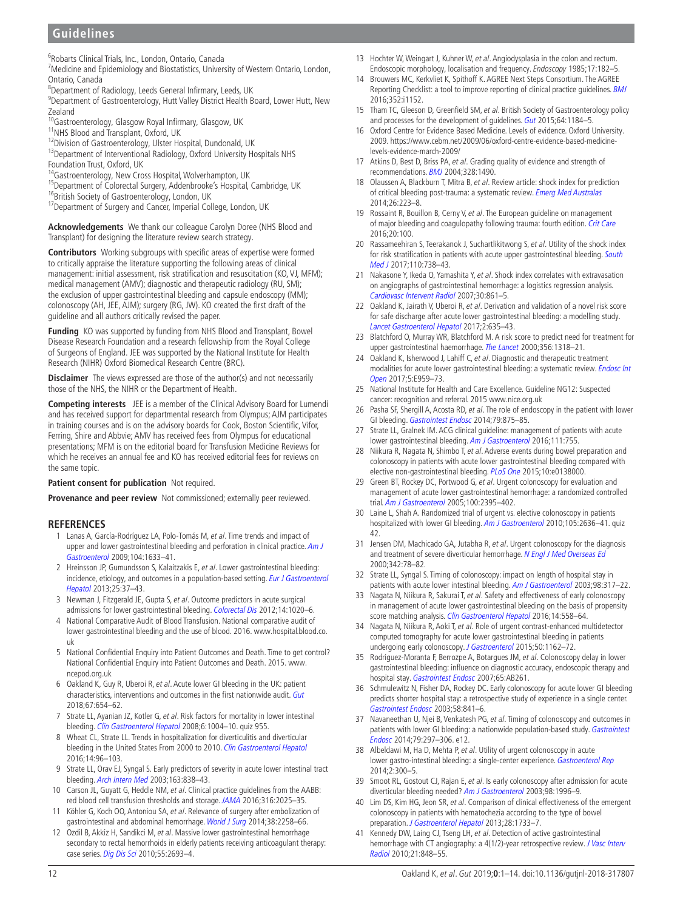[6]Robarts Clinical Trials, Inc., London, Ontario, Canada
[7]Medicine and Epidemiology and Biostatistics, University of Western Ontario, London, Ontario, Canada
[8]Department of Radiology, Leeds General Infirmary, Leeds, UK
[9]Department of Gastroenterology, Hutt Valley District Health Board, Lower Hutt, New Zealand
[10]Gastroenterology, Glasgow Royal Infirmary, Glasgow, UK
[11]NHS Blood and Transplant, Oxford, UK
[12]Division of Gastroenterology, Ulster Hospital, Dundonald, UK
[13]Department of Interventional Radiology, Oxford University Hospitals NHS Foundation Trust, Oxford, UK
[14]Gastroenterology, New Cross Hospital, Wolverhampton, UK
[15]Department of Colorectal Surgery, Addenbrooke's Hospital, Cambridge, UK
[16]British Society of Gastroenterology, London, UK
[17]Department of Surgery and Cancer, Imperial College, London, UK

**Acknowledgements** We thank our colleague Carolyn Doree (NHS Blood and Transplant) for designing the literature review search strategy.

**Contributors** Working subgroups with specific areas of expertise were formed to critically appraise the literature supporting the following areas of clinical management: initial assessment, risk stratification and resuscitation (KO, VJ, MFM); medical management (AMV); diagnostic and therapeutic radiology (RU, SM); the exclusion of upper gastrointestinal bleeding and capsule endoscopy (MM); colonoscopy (AH, JEE, AJM); surgery (RG, JW). KO created the first draft of the guideline and all authors critically revised the paper.

**Funding** KO was supported by funding from NHS Blood and Transplant, Bowel Disease Research Foundation and a research fellowship from the Royal College of Surgeons of England. JEE was supported by the National Institute for Health Research (NIHR) Oxford Biomedical Research Centre (BRC).

**Disclaimer** The views expressed are those of the author(s) and not necessarily those of the NHS, the NIHR or the Department of Health.

**Competing interests** JEE is a member of the Clinical Advisory Board for Lumendi and has received support for departmental research from Olympus; AJM participates in training courses and is on the advisory boards for Cook, Boston Scientific, Vifor, Ferring, Shire and Abbvie; AMV has received fees from Olympus for educational presentations; MFM is on the editorial board for Transfusion Medicine Reviews for which he receives an annual fee and KO has received editorial fees for reviews on the same topic.

**Patient consent for publication** Not required.

**Provenance and peer review** Not commissioned; externally peer reviewed.

## REFERENCES

1. Lanas A, García-Rodríguez LA, Polo-Tomás M, *et al*. Time trends and impact of upper and lower gastrointestinal bleeding and perforation in clinical practice. *Am J Gastroenterol* 2009;104:1633–41.
2. Hreinsson JP, Gumundsson S, Kalaitzakis E, *et al*. Lower gastrointestinal bleeding: incidence, etiology, and outcomes in a population-based setting. *Eur J Gastroenterol Hepatol* 2013;25:37–43.
3. Newman J, Fitzgerald JE, Gupta S, *et al*. Outcome predictors in acute surgical admissions for lower gastrointestinal bleeding. *Colorectal Dis* 2012;14:1020–6.
4. National Comparative Audit of Blood Transfusion. National comparative audit of lower gastrointestinal bleeding and the use of blood. 2016. www.hospital.blood.co.uk
5. National Confidential Enquiry into Patient Outcomes and Death. Time to get control? National Confidential Enquiry into Patient Outcomes and Death. 2015. www.ncepod.org.uk
6. Oakland K, Guy R, Uberoi R, *et al*. Acute lower GI bleeding in the UK: patient characteristics, interventions and outcomes in the first nationwide audit. *Gut* 2018;67:654–62.
7. Strate LL, Ayanian JZ, Kotler G, *et al*. Risk factors for mortality in lower intestinal bleeding. *Clin Gastroenterol Hepatol* 2008;6:1004–10. quiz 955.
8. Wheat CL, Strate LL. Trends in hospitalization for diverticulitis and diverticular bleeding in the United States From 2000 to 2010. *Clin Gastroenterol Hepatol* 2016;14:96–103.
9. Strate LL, Orav EJ, Syngal S. Early predictors of severity in acute lower intestinal tract bleeding. *Arch Intern Med* 2003;163:838–43.
10. Carson JL, Guyatt G, Heddle NM, *et al*. Clinical practice guidelines from the AABB: red blood cell transfusion thresholds and storage. *JAMA* 2016;316:2025–35.
11. Köhler G, Koch OO, Antoniou SA, *et al*. Relevance of surgery after embolization of gastrointestinal and abdominal hemorrhage. *World J Surg* 2014;38:2258–66.
12. Ozdil B, Akkiz H, Sandikci M, *et al*. Massive lower gastrointestinal hemorrhage secondary to rectal hemorrhoids in elderly patients receiving anticoagulant therapy: case series. *Dig Dis Sci* 2010;55:2693–4.
13. Hochter W, Weingart J, Kuhner W, *et al*. Angiodysplasia in the colon and rectum. Endoscopic morphology, localisation and frequency. *Endoscopy* 1985;17:182–5.
14. Brouwers MC, Kerkvliet K, Spithoff K. AGREE Next Steps Consortium. The AGREE Reporting Checklist: a tool to improve reporting of clinical practice guidelines. *BMJ* 2016;352:i1152.
15. Tham TC, Gleeson D, Greenfield SM, *et al*. British Society of Gastroenterology policy and processes for the development of guidelines. *Gut* 2015;64:1184–5.
16. Oxford Centre for Evidence Based Medicine. Levels of evidence. Oxford University. 2009. https://www.cebm.net/2009/06/oxford-centre-evidence-based-medicine-levels-evidence-march-2009/
17. Atkins D, Best D, Briss PA, *et al*. Grading quality of evidence and strength of recommendations. *BMJ* 2004;328:1490.
18. Olaussen A, Blackburn T, Mitra B, *et al*. Review article: shock index for prediction of critical bleeding post-trauma: a systematic review. *Emerg Med Australas* 2014;26:223–8.
19. Rossaint R, Bouillon B, Cerny V, *et al*. The European guideline on management of major bleeding and coagulopathy following trauma: fourth edition. *Crit Care* 2016;20:100.
20. Rassameehiran S, Teerakanok J, Suchartlikitwong S, *et al*. Utility of the shock index for risk stratification in patients with acute upper gastrointestinal bleeding. *South Med J* 2017;110:738–43.
21. Nakasone Y, Ikeda O, Yamashita Y, *et al*. Shock index correlates with extravasation on angiographs of gastrointestinal hemorrhage: a logistics regression analysis. *Cardiovasc Intervent Radiol* 2007;30:861–5.
22. Oakland K, Jairath V, Uberoi R, *et al*. Derivation and validation of a novel risk score for safe discharge after acute lower gastrointestinal bleeding: a modelling study. *Lancet Gastroenterol Hepatol* 2017;2:635–43.
23. Blatchford O, Murray WR, Blatchford M. A risk score to predict need for treatment for upper gastrointestinal haemorrhage. *The Lancet* 2000;356:1318–21.
24. Oakland K, Isherwood J, Lahiff C, *et al*. Diagnostic and therapeutic treatment modalities for acute lower gastrointestinal bleeding: a systematic review. *Endosc Int Open* 2017;5:E959–73.
25. National Institute for Health and Care Excellence. Guideline NG12: Suspected cancer: recognition and referral. 2015 www.nice.org.uk
26. Pasha SF, Shergill A, Acosta RD, *et al*. The role of endoscopy in the patient with lower GI bleeding. *Gastrointest Endosc* 2014;79:875–85.
27. Strate LL, Gralnek IM. ACG clinical guideline: management of patients with acute lower gastrointestinal bleeding. *Am J Gastroenterol* 2016;111:755.
28. Niikura R, Nagata N, Shimbo T, *et al*. Adverse events during bowel preparation and colonoscopy in patients with acute lower gastrointestinal bleeding compared with elective non-gastrointestinal bleeding. *PLoS One* 2015;10:e0138000.
29. Green BT, Rockey DC, Portwood G, *et al*. Urgent colonoscopy for evaluation and management of acute lower gastrointestinal hemorrhage: a randomized controlled trial. *Am J Gastroenterol* 2005;100:2395–402.
30. Laine L, Shah A. Randomized trial of urgent vs. elective colonoscopy in patients hospitalized with lower GI bleeding. *Am J Gastroenterol* 2010;105:2636–41. quiz 42.
31. Jensen DM, Machicado GA, Jutabha R, *et al*. Urgent colonoscopy for the diagnosis and treatment of severe diverticular hemorrhage. *N Engl J Med Overseas Ed* 2000;342:78–82.
32. Strate LL, Syngal S. Timing of colonoscopy: impact on length of hospital stay in patients with acute lower intestinal bleeding. *Am J Gastroenterol* 2003;98:317–22.
33. Nagata N, Niikura R, Sakurai T, *et al*. Safety and effectiveness of early colonoscopy in management of acute lower gastrointestinal bleeding on the basis of propensity score matching analysis. *Clin Gastroenterol Hepatol* 2016;14:558–64.
34. Nagata N, Niikura R, Aoki T, *et al*. Role of urgent contrast-enhanced multidetector computed tomography for acute lower gastrointestinal bleeding in patients undergoing early colonoscopy. *J Gastroenterol* 2015;50:1162–72.
35. Rodriguez-Moranta F, Berrozpe A, Botargues JM, *et al*. Colonoscopy delay in lower gastrointestinal bleeding: influence on diagnostic accuracy, endoscopic therapy and hospital stay. *Gastrointest Endosc* 2007;65:AB261.
36. Schmulewitz N, Fisher DA, Rockey DC. Early colonoscopy for acute lower GI bleeding predicts shorter hospital stay: a retrospective study of experience in a single center. *Gastrointest Endosc* 2003;58:841–6.
37. Navaneethan U, Njei B, Venkatesh PG, *et al*. Timing of colonoscopy and outcomes in patients with lower GI bleeding: a nationwide population-based study. *Gastrointest Endosc* 2014;79:297–306. e12.
38. Albeldawi M, Ha D, Mehta P, *et al*. Utility of urgent colonoscopy in acute lower gastro-intestinal bleeding: a single-center experience. *Gastroenterol Rep* 2014;2:300–5.
39. Smoot RL, Gostout CJ, Rajan E, *et al*. Is early colonoscopy after admission for acute diverticular bleeding needed? *Am J Gastroenterol* 2003;98:1996–9.
40. Lim DS, Kim HG, Jeon SR, *et al*. Comparison of clinical effectiveness of the emergent colonoscopy in patients with hematochezia according to the type of bowel preparation. *J Gastroenterol Hepatol* 2013;28:1733–7.
41. Kennedy DW, Laing CJ, Tseng LH, *et al*. Detection of active gastrointestinal hemorrhage with CT angiography: a 4(1/2)-year retrospective review. *J Vasc Interv Radiol* 2010;21:848–55.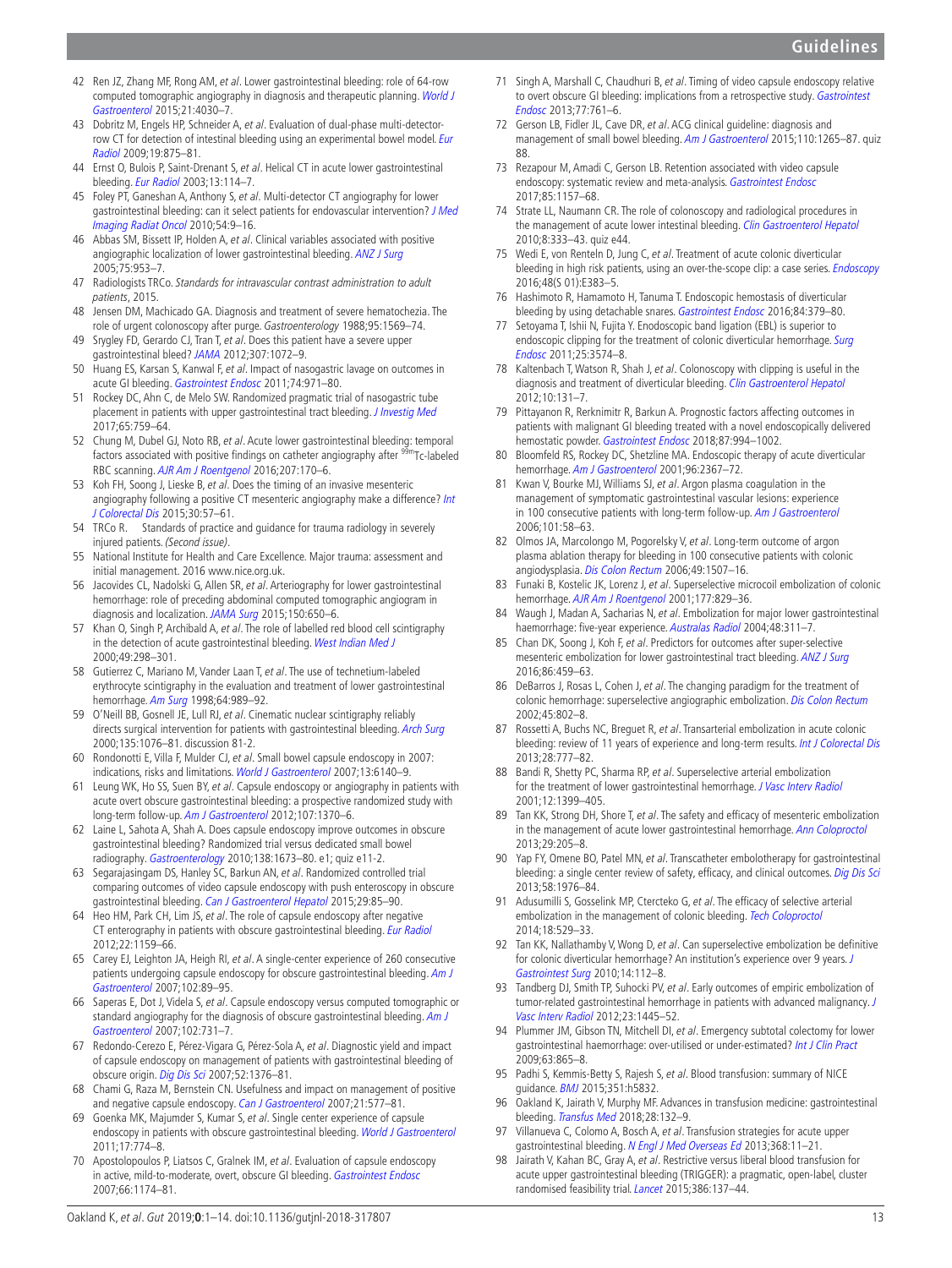42 Ren JZ, Zhang MF, Rong AM, *et al*. Lower gastrointestinal bleeding: role of 64-row computed tomographic angiography in diagnosis and therapeutic planning. *World J Gastroenterol* 2015;21:4030–7.

43 Dobritz M, Engels HP, Schneider A, *et al*. Evaluation of dual-phase multi-detector-row CT for detection of intestinal bleeding using an experimental bowel model. *Eur Radiol* 2009;19:875–81.

44 Ernst O, Bulois P, Saint-Drenant S, *et al*. Helical CT in acute lower gastrointestinal bleeding. *Eur Radiol* 2003;13:114–7.

45 Foley PT, Ganeshan A, Anthony S, *et al*. Multi-detector CT angiography for lower gastrointestinal bleeding: can it select patients for endovascular intervention? *J Med Imaging Radiat Oncol* 2010;54:9–16.

46 Abbas SM, Bissett IP, Holden A, *et al*. Clinical variables associated with positive angiographic localization of lower gastrointestinal bleeding. *ANZ J Surg* 2005;75:953–7.

47 Radiologists TRCo. *Standards for intravascular contrast administration to adult patients*, 2015.

48 Jensen DM, Machicado GA. Diagnosis and treatment of severe hematochezia. The role of urgent colonoscopy after purge. *Gastroenterology* 1988;95:1569–74.

49 Srygley FD, Gerardo CJ, Tran T, *et al*. Does this patient have a severe upper gastrointestinal bleed? *JAMA* 2012;307:1072–9.

50 Huang ES, Karsan S, Kanwal F, *et al*. Impact of nasogastric lavage on outcomes in acute GI bleeding. *Gastrointest Endosc* 2011;74:971–80.

51 Rockey DC, Ahn C, de Melo SW. Randomized pragmatic trial of nasogastric tube placement in patients with upper gastrointestinal tract bleeding. *J Investig Med* 2017;65:759–64.

52 Chung M, Dubel GJ, Noto RB, *et al*. Acute lower gastrointestinal bleeding: temporal factors associated with positive findings on catheter angiography after $^{99m}$Tc-labeled RBC scanning. *AJR Am J Roentgenol* 2016;207:170–6.

53 Koh FH, Soong J, Lieske B, *et al*. Does the timing of an invasive mesenteric angiography following a positive CT mesenteric angiography make a difference? *Int J Colorectal Dis* 2015;30:57–61.

54 TRCo R. Standards of practice and guidance for trauma radiology in severely injured patients. *(Second issue)*.

55 National Institute for Health and Care Excellence. Major trauma: assessment and initial management. 2016 www.nice.org.uk.

56 Jacovides CL, Nadolski G, Allen SR, *et al*. Arteriography for lower gastrointestinal hemorrhage: role of preceding abdominal computed tomographic angiogram in diagnosis and localization. *JAMA Surg* 2015;150:650–6.

57 Khan O, Singh P, Archibald A, *et al*. The role of labelled red blood cell scintigraphy in the detection of acute gastrointestinal bleeding. *West Indian Med J* 2000;49:298–301.

58 Gutierrez C, Mariano M, Vander Laan T, *et al*. The use of technetium-labeled erythrocyte scintigraphy in the evaluation and treatment of lower gastrointestinal hemorrhage. *Am Surg* 1998;64:989–92.

59 O'Neill BB, Gosnell JE, Lull RJ, *et al*. Cinematic nuclear scintigraphy reliably directs surgical intervention for patients with gastrointestinal bleeding. *Arch Surg* 2000;135:1076–81. discussion 81-2.

60 Rondonotti E, Villa F, Mulder CJ, *et al*. Small bowel capsule endoscopy in 2007: indications, risks and limitations. *World J Gastroenterol* 2007;13:6140–9.

61 Leung WK, Ho SS, Suen BY, *et al*. Capsule endoscopy or angiography in patients with acute overt obscure gastrointestinal bleeding: a prospective randomized study with long-term follow-up. *Am J Gastroenterol* 2012;107:1370–6.

62 Laine L, Sahota A, Shah A. Does capsule endoscopy improve outcomes in obscure gastrointestinal bleeding? Randomized trial versus dedicated small bowel radiography. *Gastroenterology* 2010;138:1673–80. e1; quiz e11-2.

63 Segarajasingam DS, Hanley SC, Barkun AN, *et al*. Randomized controlled trial comparing outcomes of video capsule endoscopy with push enteroscopy in obscure gastrointestinal bleeding. *Can J Gastroenterol Hepatol* 2015;29:85–90.

64 Heo HM, Park CH, Lim JS, *et al*. The role of capsule endoscopy after negative CT enterography in patients with obscure gastrointestinal bleeding. *Eur Radiol* 2012;22:1159–66.

65 Carey EJ, Leighton JA, Heigh RI, *et al*. A single-center experience of 260 consecutive patients undergoing capsule endoscopy for obscure gastrointestinal bleeding. *Am J Gastroenterol* 2007;102:89–95.

66 Saperas E, Dot J, Videla S, *et al*. Capsule endoscopy versus computed tomographic or standard angiography for the diagnosis of obscure gastrointestinal bleeding. *Am J Gastroenterol* 2007;102:731–7.

67 Redondo-Cerezo E, Pérez-Vigara G, Pérez-Sola A, *et al*. Diagnostic yield and impact of capsule endoscopy on management of patients with gastrointestinal bleeding of obscure origin. *Dig Dis Sci* 2007;52:1376–81.

68 Chami G, Raza M, Bernstein CN. Usefulness and impact on management of positive and negative capsule endoscopy. *Can J Gastroenterol* 2007;21:577–81.

69 Goenka MK, Majumder S, Kumar S, *et al*. Single center experience of capsule endoscopy in patients with obscure gastrointestinal bleeding. *World J Gastroenterol* 2011;17:774–8.

70 Apostolopoulos P, Liatsos C, Gralnek IM, *et al*. Evaluation of capsule endoscopy in active, mild-to-moderate, overt, obscure GI bleeding. *Gastrointest Endosc* 2007;66:1174–81.

71 Singh A, Marshall C, Chaudhuri B, *et al*. Timing of video capsule endoscopy relative to overt obscure GI bleeding: implications from a retrospective study. *Gastrointest Endosc* 2013;77:761–6.

72 Gerson LB, Fidler JL, Cave DR, *et al*. ACG clinical guideline: diagnosis and management of small bowel bleeding. *Am J Gastroenterol* 2015;110:1265–87. quiz 88.

73 Rezapour M, Amadi C, Gerson LB. Retention associated with video capsule endoscopy: systematic review and meta-analysis. *Gastrointest Endosc* 2017;85:1157–68.

74 Strate LL, Naumann CR. The role of colonoscopy and radiological procedures in the management of acute lower intestinal bleeding. *Clin Gastroenterol Hepatol* 2010;8:333–43. quiz e44.

75 Wedi E, von Renteln D, Jung C, *et al*. Treatment of acute colonic diverticular bleeding in high risk patients, using an over-the-scope clip: a case series. *Endoscopy* 2016;48(S 01):E383–5.

76 Hashimoto R, Hamamoto H, Tanuma T. Endoscopic hemostasis of diverticular bleeding by using detachable snares. *Gastrointest Endosc* 2016;84:379–80.

77 Setoyama T, Ishii N, Fujita Y. Enodoscopic band ligation (EBL) is superior to endoscopic clipping for the treatment of colonic diverticular hemorrhage. *Surg Endosc* 2011;25:3574–8.

78 Kaltenbach T, Watson R, Shah J, *et al*. Colonoscopy with clipping is useful in the diagnosis and treatment of diverticular bleeding. *Clin Gastroenterol Hepatol* 2012;10:131–7.

79 Pittayanon R, Rerknimitr R, Barkun A. Prognostic factors affecting outcomes in patients with malignant GI bleeding treated with a novel endoscopically delivered hemostatic powder. *Gastrointest Endosc* 2018;87:994–1002.

80 Bloomfeld RS, Rockey DC, Shetzline MA. Endoscopic therapy of acute diverticular hemorrhage. *Am J Gastroenterol* 2001;96:2367–72.

81 Kwan V, Bourke MJ, Williams SJ, *et al*. Argon plasma coagulation in the management of symptomatic gastrointestinal vascular lesions: experience in 100 consecutive patients with long-term follow-up. *Am J Gastroenterol* 2006;101:58–63.

82 Olmos JA, Marcolongo M, Pogorelsky V, *et al*. Long-term outcome of argon plasma ablation therapy for bleeding in 100 consecutive patients with colonic angiodysplasia. *Dis Colon Rectum* 2006;49:1507–16.

83 Funaki B, Kostelic JK, Lorenz J, *et al*. Superselective microcoil embolization of colonic hemorrhage. *AJR Am J Roentgenol* 2001;177:829–36.

84 Waugh J, Madan A, Sacharias N, *et al*. Embolization for major lower gastrointestinal haemorrhage: five-year experience. *Australas Radiol* 2004;48:311–7.

85 Chan DK, Soong J, Koh F, *et al*. Predictors for outcomes after super-selective mesenteric embolization for lower gastrointestinal tract bleeding. *ANZ J Surg* 2016;86:459–63.

86 DeBarros J, Rosas L, Cohen J, *et al*. The changing paradigm for the treatment of colonic hemorrhage: superselective angiographic embolization. *Dis Colon Rectum* 2002;45:802–8.

87 Rossetti A, Buchs NC, Breguet R, *et al*. Transarterial embolization in acute colonic bleeding: review of 11 years of experience and long-term results. *Int J Colorectal Dis* 2013;28:777–82.

88 Bandi R, Shetty PC, Sharma RP, *et al*. Superselective arterial embolization for the treatment of lower gastrointestinal hemorrhage. *J Vasc Interv Radiol* 2001;12:1399–405.

89 Tan KK, Strong DH, Shore T, *et al*. The safety and efficacy of mesenteric embolization in the management of acute lower gastrointestinal hemorrhage. *Ann Coloproctol* 2013;29:205–8.

90 Yap FY, Omene BO, Patel MN, *et al*. Transcatheter embolotherapy for gastrointestinal bleeding: a single center review of safety, efficacy, and clinical outcomes. *Dig Dis Sci* 2013;58:1976–84.

91 Adusumilli S, Gosselink MP, Ctercteko G, *et al*. The efficacy of selective arterial embolization in the management of colonic bleeding. *Tech Coloproctol* 2014;18:529–33.

92 Tan KK, Nallathamby V, Wong D, *et al*. Can superselective embolization be definitive for colonic diverticular hemorrhage? An institution's experience over 9 years. *J Gastrointest Surg* 2010;14:112–8.

93 Tandberg DJ, Smith TP, Suhocki PV, *et al*. Early outcomes of empiric embolization of tumor-related gastrointestinal hemorrhage in patients with advanced malignancy. *J Vasc Interv Radiol* 2012;23:1445–52.

94 Plummer JM, Gibson TN, Mitchell DI, *et al*. Emergency subtotal colectomy for lower gastrointestinal haemorrhage: over-utilised or under-estimated? *Int J Clin Pract* 2009;63:865–8.

95 Padhi S, Kemmis-Betty S, Rajesh S, *et al*. Blood transfusion: summary of NICE guidance. *BMJ* 2015;351:h5832.

96 Oakland K, Jairath V, Murphy MF. Advances in transfusion medicine: gastrointestinal bleeding. *Transfus Med* 2018;28:132–9.

97 Villanueva C, Colomo A, Bosch A, *et al*. Transfusion strategies for acute upper gastrointestinal bleeding. *N Engl J Med Overseas Ed* 2013;368:11–21.

98 Jairath V, Kahan BC, Gray A, *et al*. Restrictive versus liberal blood transfusion for acute upper gastrointestinal bleeding (TRIGGER): a pragmatic, open-label, cluster randomised feasibility trial. *Lancet* 2015;386:137–44.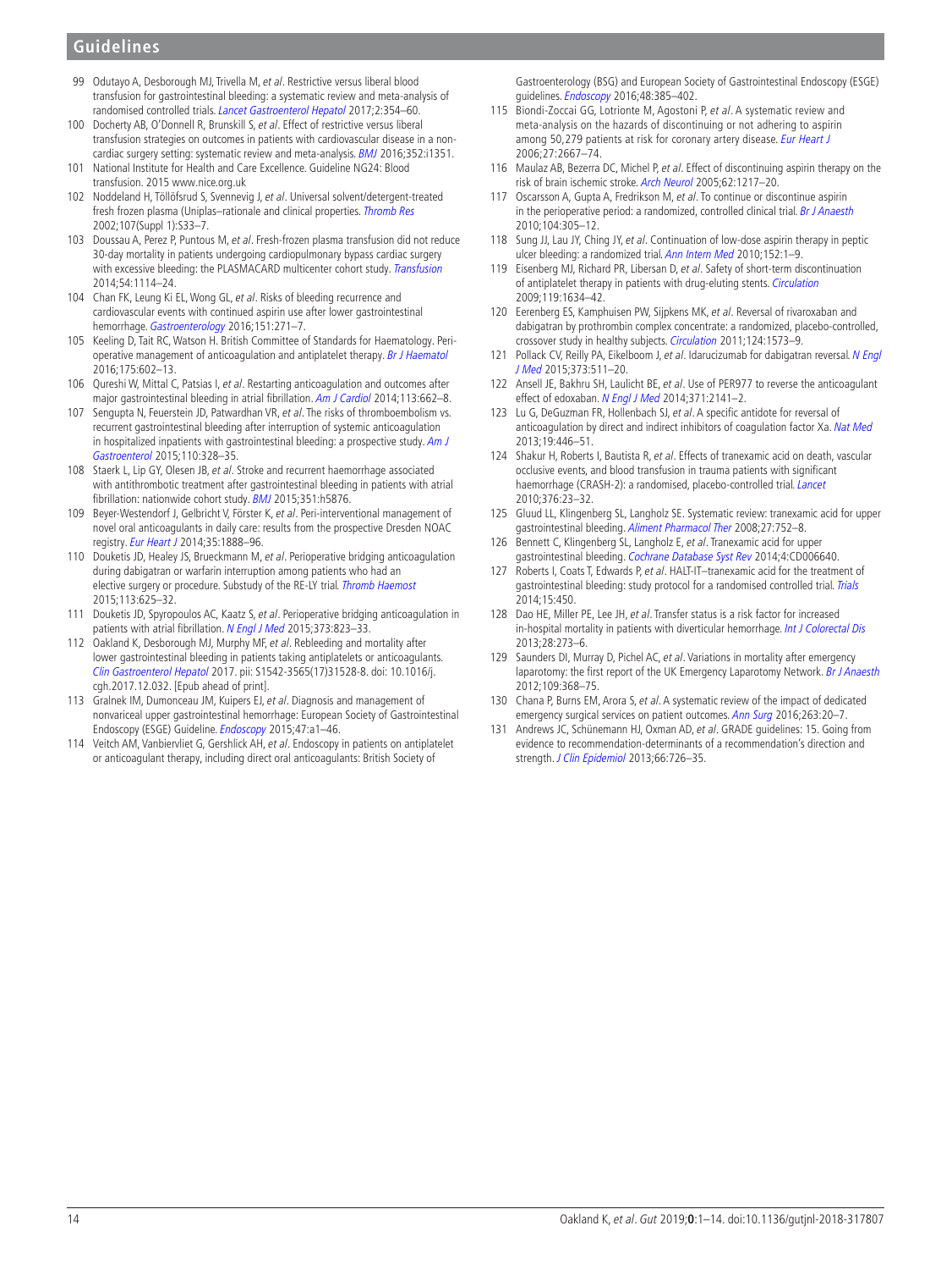99 Odutayo A, Desborough MJ, Trivella M, *et al*. Restrictive versus liberal blood transfusion for gastrointestinal bleeding: a systematic review and meta-analysis of randomised controlled trials. *Lancet Gastroenterol Hepatol* 2017;2:354–60.

100 Docherty AB, O'Donnell R, Brunskill S, *et al*. Effect of restrictive versus liberal transfusion strategies on outcomes in patients with cardiovascular disease in a non-cardiac surgery setting: systematic review and meta-analysis. *BMJ* 2016;352:i1351.

101 National Institute for Health and Care Excellence. Guideline NG24: Blood transfusion. 2015 www.nice.org.uk

102 Noddeland H, Töllöfsrud S, Svennevig J, *et al*. Universal solvent/detergent-treated fresh frozen plasma (Uniplas–rationale and clinical properties. *Thromb Res* 2002;107(Suppl 1):S33–7.

103 Doussau A, Perez P, Puntous M, *et al*. Fresh-frozen plasma transfusion did not reduce 30-day mortality in patients undergoing cardiopulmonary bypass cardiac surgery with excessive bleeding: the PLASMACARD multicenter cohort study. *Transfusion* 2014;54:1114–24.

104 Chan FK, Leung Ki EL, Wong GL, *et al*. Risks of bleeding recurrence and cardiovascular events with continued aspirin use after lower gastrointestinal hemorrhage. *Gastroenterology* 2016;151:271–7.

105 Keeling D, Tait RC, Watson H. British Committee of Standards for Haematology. Peri-operative management of anticoagulation and antiplatelet therapy. *Br J Haematol* 2016;175:602–13.

106 Qureshi W, Mittal C, Patsias I, *et al*. Restarting anticoagulation and outcomes after major gastrointestinal bleeding in atrial fibrillation. *Am J Cardiol* 2014;113:662–8.

107 Sengupta N, Feuerstein JD, Patwardhan VR, *et al*. The risks of thromboembolism vs. recurrent gastrointestinal bleeding after interruption of systemic anticoagulation in hospitalized inpatients with gastrointestinal bleeding: a prospective study. *Am J Gastroenterol* 2015;110:328–35.

108 Staerk L, Lip GY, Olesen JB, *et al*. Stroke and recurrent haemorrhage associated with antithrombotic treatment after gastrointestinal bleeding in patients with atrial fibrillation: nationwide cohort study. *BMJ* 2015;351:h5876.

109 Beyer-Westendorf J, Gelbricht V, Förster K, *et al*. Peri-interventional management of novel oral anticoagulants in daily care: results from the prospective Dresden NOAC registry. *Eur Heart J* 2014;35:1888–96.

110 Douketis JD, Healey JS, Brueckmann M, *et al*. Perioperative bridging anticoagulation during dabigatran or warfarin interruption among patients who had an elective surgery or procedure. Substudy of the RE-LY trial. *Thromb Haemost* 2015;113:625–32.

111 Douketis JD, Spyropoulos AC, Kaatz S, *et al*. Perioperative bridging anticoagulation in patients with atrial fibrillation. *N Engl J Med* 2015;373:823–33.

112 Oakland K, Desborough MJ, Murphy MF, *et al*. Rebleeding and mortality after lower gastrointestinal bleeding in patients taking antiplatelets or anticoagulants. *Clin Gastroenterol Hepatol* 2017. pii: S1542-3565(17)31528-8. doi: 10.1016/j.cgh.2017.12.032. [Epub ahead of print].

113 Gralnek IM, Dumonceau JM, Kuipers EJ, *et al*. Diagnosis and management of nonvariceal upper gastrointestinal hemorrhage: European Society of Gastrointestinal Endoscopy (ESGE) Guideline. *Endoscopy* 2015;47:a1–46.

114 Veitch AM, Vanbiervliet G, Gershlick AH, *et al*. Endoscopy in patients on antiplatelet or anticoagulant therapy, including direct oral anticoagulants: British Society of Gastroenterology (BSG) and European Society of Gastrointestinal Endoscopy (ESGE) guidelines. *Endoscopy* 2016;48:385–402.

115 Biondi-Zoccai GG, Lotrionte M, Agostoni P, *et al*. A systematic review and meta-analysis on the hazards of discontinuing or not adhering to aspirin among 50,279 patients at risk for coronary artery disease. *Eur Heart J* 2006;27:2667–74.

116 Maulaz AB, Bezerra DC, Michel P, *et al*. Effect of discontinuing aspirin therapy on the risk of brain ischemic stroke. *Arch Neurol* 2005;62:1217–20.

117 Oscarsson A, Gupta A, Fredrikson M, *et al*. To continue or discontinue aspirin in the perioperative period: a randomized, controlled clinical trial. *Br J Anaesth* 2010;104:305–12.

118 Sung JJ, Lau JY, Ching JY, *et al*. Continuation of low-dose aspirin therapy in peptic ulcer bleeding: a randomized trial. *Ann Intern Med* 2010;152:1–9.

119 Eisenberg MJ, Richard PR, Libersan D, *et al*. Safety of short-term discontinuation of antiplatelet therapy in patients with drug-eluting stents. *Circulation* 2009;119:1634–42.

120 Eerenberg ES, Kamphuisen PW, Sijkens MK, *et al*. Reversal of rivaroxaban and dabigatran by prothrombin complex concentrate: a randomized, placebo-controlled, crossover study in healthy subjects. *Circulation* 2011;124:1573–9.

121 Pollack CV, Reilly PA, Eikelboom J, *et al*. Idarucizumab for dabigatran reversal. *N Engl J Med* 2015;373:511–20.

122 Ansell JE, Bakhru SH, Laulicht BE, *et al*. Use of PER977 to reverse the anticoagulant effect of edoxaban. *N Engl J Med* 2014;371:2141–2.

123 Lu G, DeGuzman FR, Hollenbach SJ, *et al*. A specific antidote for reversal of anticoagulation by direct and indirect inhibitors of coagulation factor Xa. *Nat Med* 2013;19:446–51.

124 Shakur H, Roberts I, Bautista R, *et al*. Effects of tranexamic acid on death, vascular occlusive events, and blood transfusion in trauma patients with significant haemorrhage (CRASH-2): a randomised, placebo-controlled trial. *Lancet* 2010;376:23–32.

125 Gluud LL, Klingenberg SL, Langholz SE. Systematic review: tranexamic acid for upper gastrointestinal bleeding. *Aliment Pharmacol Ther* 2008;27:752–8.

126 Bennett C, Klingenberg SL, Langholz E, *et al*. Tranexamic acid for upper gastrointestinal bleeding. *Cochrane Database Syst Rev* 2014;4:CD006640.

127 Roberts I, Coats T, Edwards P, *et al*. HALT-IT–tranexamic acid for the treatment of gastrointestinal bleeding: study protocol for a randomised controlled trial. *Trials* 2014;15:450.

128 Dao HE, Miller PE, Lee JH, *et al*. Transfer status is a risk factor for increased in-hospital mortality in patients with diverticular hemorrhage. *Int J Colorectal Dis* 2013;28:273–6.

129 Saunders DI, Murray D, Pichel AC, *et al*. Variations in mortality after emergency laparotomy: the first report of the UK Emergency Laparotomy Network. *Br J Anaesth* 2012;109:368–75.

130 Chana P, Burns EM, Arora S, *et al*. A systematic review of the impact of dedicated emergency surgical services on patient outcomes. *Ann Surg* 2016;263:20–7.

131 Andrews JC, Schünemann HJ, Oxman AD, *et al*. GRADE guidelines: 15. Going from evidence to recommendation-determinants of a recommendation's direction and strength. *J Clin Epidemiol* 2013;66:726–35.